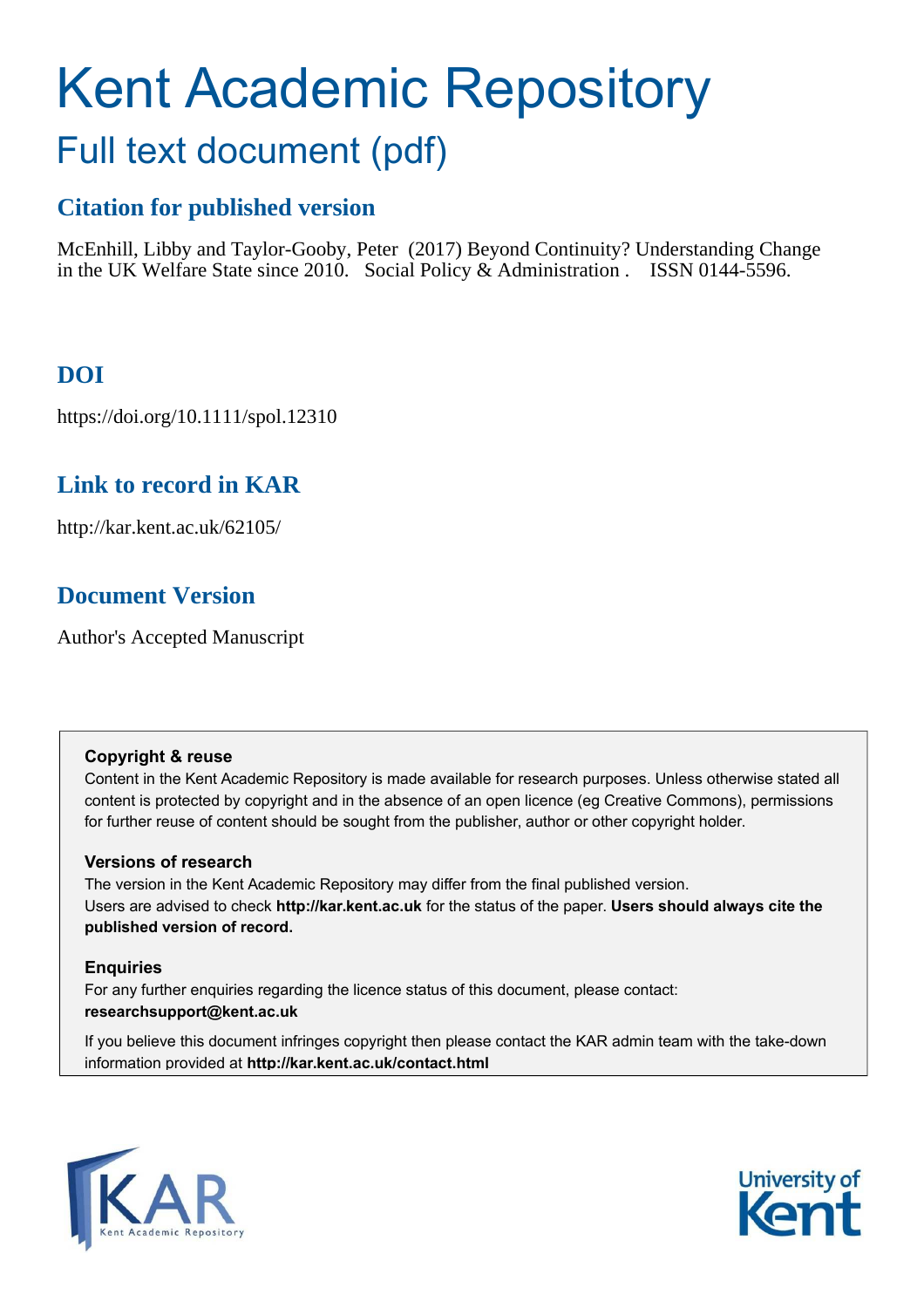# Kent Academic Repository

## Full text document (pdf)

### Citation for published version

McEnhill, Libby and Taylor-Gooby, Peter (2017) Beyond Continuity? Understanding Change in the UK Welfare State since 2010. Social Policy & Administration . ISSN 0144-5596.

### DOI

https://doi.org/10.1111/spol.12310

### Link to record in KAR

http://kar.kent.ac.uk/62105/

### Document Version

Author's Accepted Manuscript

**Copyright & reuse**

Content in the Kent Academic Repository is made available for research purposes. Unless otherwise stated all content is protected by copyright and in the absence of an open licence (eg Creative Commons), permissions for further reuse of content should be sought from the publisher, author or other copyright holder.

**Versions of research**

The version in the Kent Academic Repository may differ from the final published version. Users are advised to check **http://kar.kent.ac.uk** for the status of the paper. **Users should always cite the published version of record.**

**Enquiries**

For any further enquiries regarding the licence status of this document, please contact: **researchsupport@kent.ac.uk**

If you believe this document infringes copyright then please contact the KAR admin team with the take-down information provided at **http://kar.kent.ac.uk/contact.html**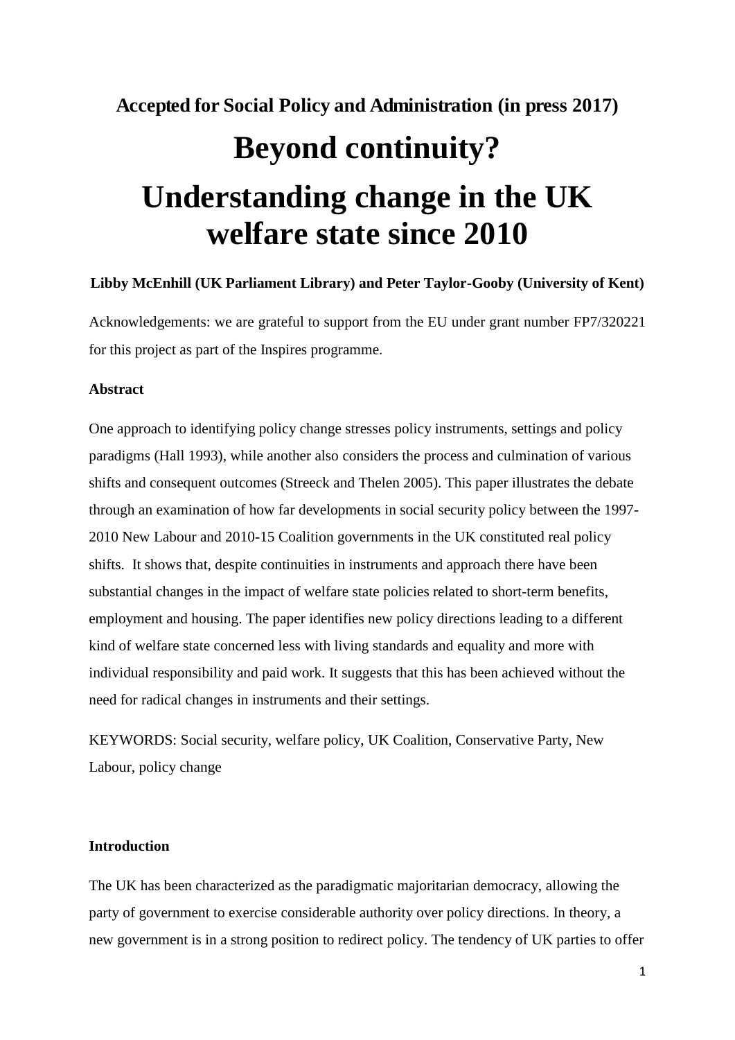**Accepted for Social Policy and Administration (in press 2017)**

# Beyond continuity? Understanding change in the UK welfare state since 2010

**Libby McEnhill (UK Parliament Library) and Peter Taylor-Gooby (University of Kent)**

Acknowledgements: we are grateful to support from the EU under grant number FP7/320221 for this project as part of the Inspires programme.

**Abstract**

One approach to identifying policy change stresses policy instruments, settings and policy paradigms (Hall 1993), while another also considers the process and culmination of various shifts and consequent outcomes (Streeck and Thelen 2005). This paper illustrates the debate through an examination of how far developments in social security policy between the 1997-2010 New Labour and 2010-15 Coalition governments in the UK constituted real policy shifts. It shows that, despite continuities in instruments and approach there have been substantial changes in the impact of welfare state policies related to short-term benefits, employment and housing. The paper identifies new policy directions leading to a different kind of welfare state concerned less with living standards and equality and more with individual responsibility and paid work. It suggests that this has been achieved without the need for radical changes in instruments and their settings.

KEYWORDS: Social security, welfare policy, UK Coalition, Conservative Party, New Labour, policy change

**Introduction**

The UK has been characterized as the paradigmatic majoritarian democracy, allowing the party of government to exercise considerable authority over policy directions. In theory, a new government is in a strong position to redirect policy. The tendency of UK parties to offer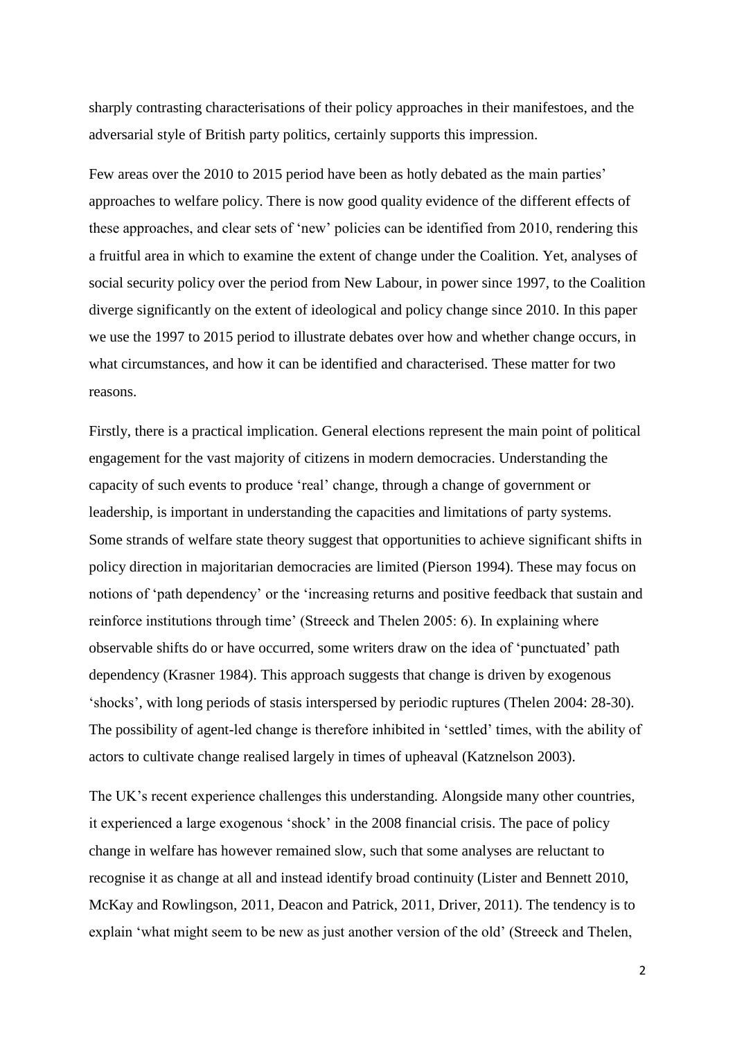sharply contrasting characterisations of their policy approaches in their manifestoes, and the adversarial style of British party politics, certainly supports this impression.

Few areas over the 2010 to 2015 period have been as hotly debated as the main parties' approaches to welfare policy. There is now good quality evidence of the different effects of these approaches, and clear sets of 'new' policies can be identified from 2010, rendering this a fruitful area in which to examine the extent of change under the Coalition. Yet, analyses of social security policy over the period from New Labour, in power since 1997, to the Coalition diverge significantly on the extent of ideological and policy change since 2010. In this paper we use the 1997 to 2015 period to illustrate debates over how and whether change occurs, in what circumstances, and how it can be identified and characterised. These matter for two reasons.

Firstly, there is a practical implication. General elections represent the main point of political engagement for the vast majority of citizens in modern democracies. Understanding the capacity of such events to produce 'real' change, through a change of government or leadership, is important in understanding the capacities and limitations of party systems. Some strands of welfare state theory suggest that opportunities to achieve significant shifts in policy direction in majoritarian democracies are limited (Pierson 1994). These may focus on notions of 'path dependency' or the 'increasing returns and positive feedback that sustain and reinforce institutions through time' (Streeck and Thelen 2005: 6). In explaining where observable shifts do or have occurred, some writers draw on the idea of 'punctuated' path dependency (Krasner 1984). This approach suggests that change is driven by exogenous 'shocks', with long periods of stasis interspersed by periodic ruptures (Thelen 2004: 28-30). The possibility of agent-led change is therefore inhibited in 'settled' times, with the ability of actors to cultivate change realised largely in times of upheaval (Katznelson 2003).

The UK's recent experience challenges this understanding. Alongside many other countries, it experienced a large exogenous 'shock' in the 2008 financial crisis. The pace of policy change in welfare has however remained slow, such that some analyses are reluctant to recognise it as change at all and instead identify broad continuity (Lister and Bennett 2010, McKay and Rowlingson, 2011, Deacon and Patrick, 2011, Driver, 2011). The tendency is to explain 'what might seem to be new as just another version of the old' (Streeck and Thelen,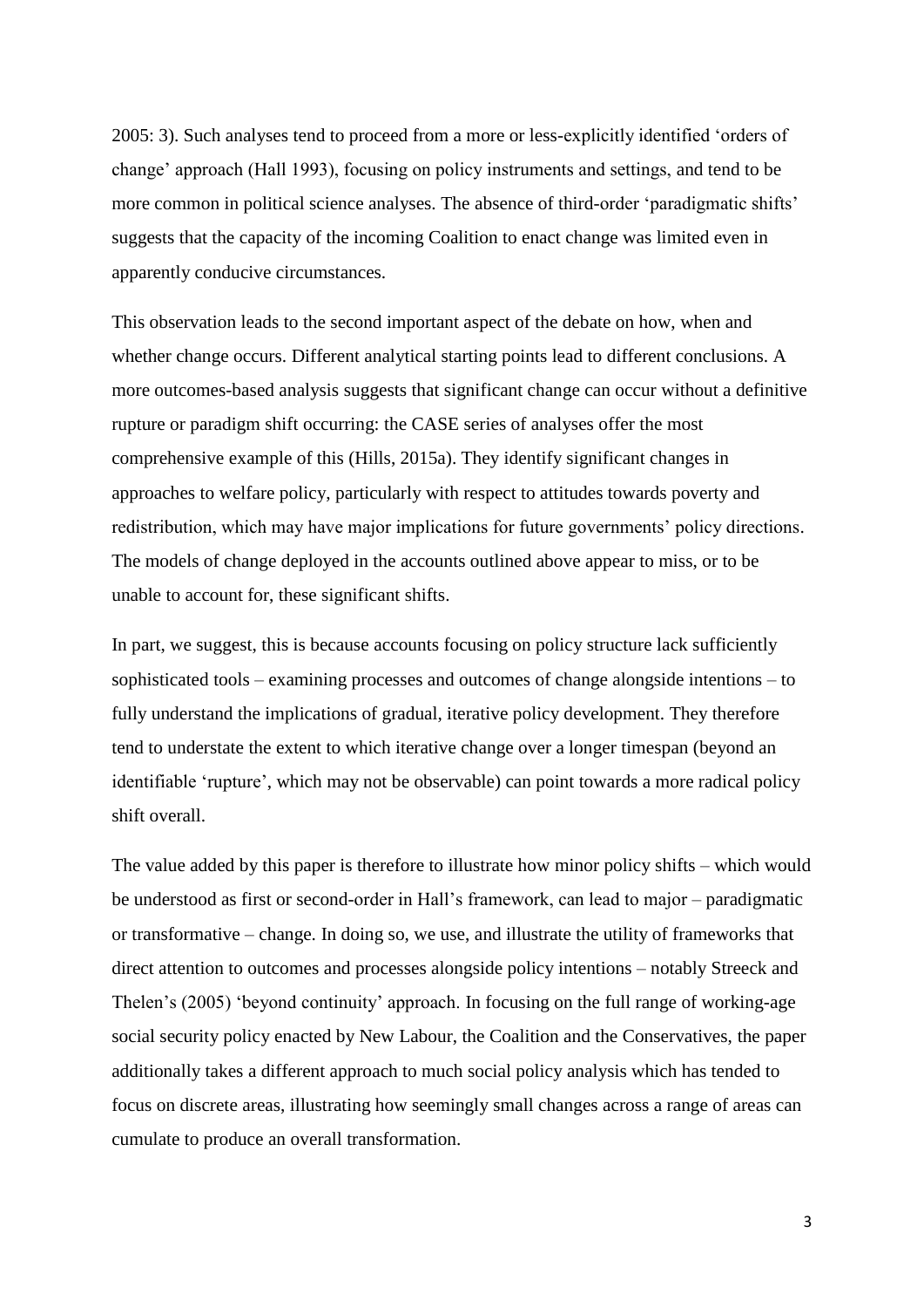2005: 3). Such analyses tend to proceed from a more or less-explicitly identified 'orders of change' approach (Hall 1993), focusing on policy instruments and settings, and tend to be more common in political science analyses. The absence of third-order 'paradigmatic shifts' suggests that the capacity of the incoming Coalition to enact change was limited even in apparently conducive circumstances.

This observation leads to the second important aspect of the debate on how, when and whether change occurs. Different analytical starting points lead to different conclusions. A more outcomes-based analysis suggests that significant change can occur without a definitive rupture or paradigm shift occurring: the CASE series of analyses offer the most comprehensive example of this (Hills, 2015a). They identify significant changes in approaches to welfare policy, particularly with respect to attitudes towards poverty and redistribution, which may have major implications for future governments' policy directions. The models of change deployed in the accounts outlined above appear to miss, or to be unable to account for, these significant shifts.

In part, we suggest, this is because accounts focusing on policy structure lack sufficiently sophisticated tools – examining processes and outcomes of change alongside intentions – to fully understand the implications of gradual, iterative policy development. They therefore tend to understate the extent to which iterative change over a longer timespan (beyond an identifiable 'rupture', which may not be observable) can point towards a more radical policy shift overall.

The value added by this paper is therefore to illustrate how minor policy shifts – which would be understood as first or second-order in Hall's framework, can lead to major – paradigmatic or transformative – change. In doing so, we use, and illustrate the utility of frameworks that direct attention to outcomes and processes alongside policy intentions – notably Streeck and Thelen's (2005) 'beyond continuity' approach. In focusing on the full range of working-age social security policy enacted by New Labour, the Coalition and the Conservatives, the paper additionally takes a different approach to much social policy analysis which has tended to focus on discrete areas, illustrating how seemingly small changes across a range of areas can cumulate to produce an overall transformation.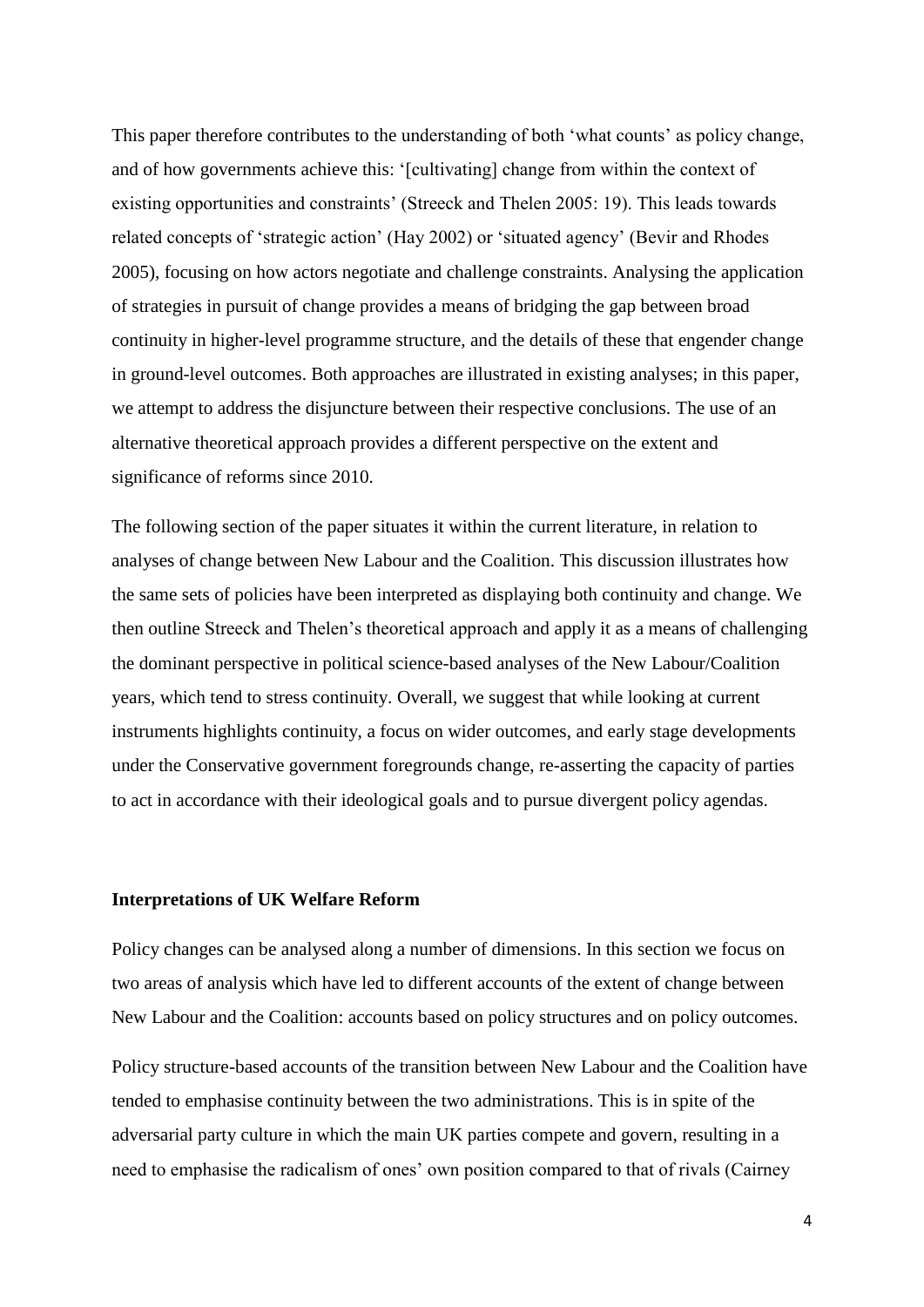This paper therefore contributes to the understanding of both 'what counts' as policy change, and of how governments achieve this: '[cultivating] change from within the context of existing opportunities and constraints' (Streeck and Thelen 2005: 19). This leads towards related concepts of 'strategic action' (Hay 2002) or 'situated agency' (Bevir and Rhodes 2005), focusing on how actors negotiate and challenge constraints. Analysing the application of strategies in pursuit of change provides a means of bridging the gap between broad continuity in higher-level programme structure, and the details of these that engender change in ground-level outcomes. Both approaches are illustrated in existing analyses; in this paper, we attempt to address the disjuncture between their respective conclusions. The use of an alternative theoretical approach provides a different perspective on the extent and significance of reforms since 2010.

The following section of the paper situates it within the current literature, in relation to analyses of change between New Labour and the Coalition. This discussion illustrates how the same sets of policies have been interpreted as displaying both continuity and change. We then outline Streeck and Thelen's theoretical approach and apply it as a means of challenging the dominant perspective in political science-based analyses of the New Labour/Coalition years, which tend to stress continuity. Overall, we suggest that while looking at current instruments highlights continuity, a focus on wider outcomes, and early stage developments under the Conservative government foregrounds change, re-asserting the capacity of parties to act in accordance with their ideological goals and to pursue divergent policy agendas.

## Interpretations of UK Welfare Reform

Policy changes can be analysed along a number of dimensions. In this section we focus on two areas of analysis which have led to different accounts of the extent of change between New Labour and the Coalition: accounts based on policy structures and on policy outcomes.

Policy structure-based accounts of the transition between New Labour and the Coalition have tended to emphasise continuity between the two administrations. This is in spite of the adversarial party culture in which the main UK parties compete and govern, resulting in a need to emphasise the radicalism of ones' own position compared to that of rivals (Cairney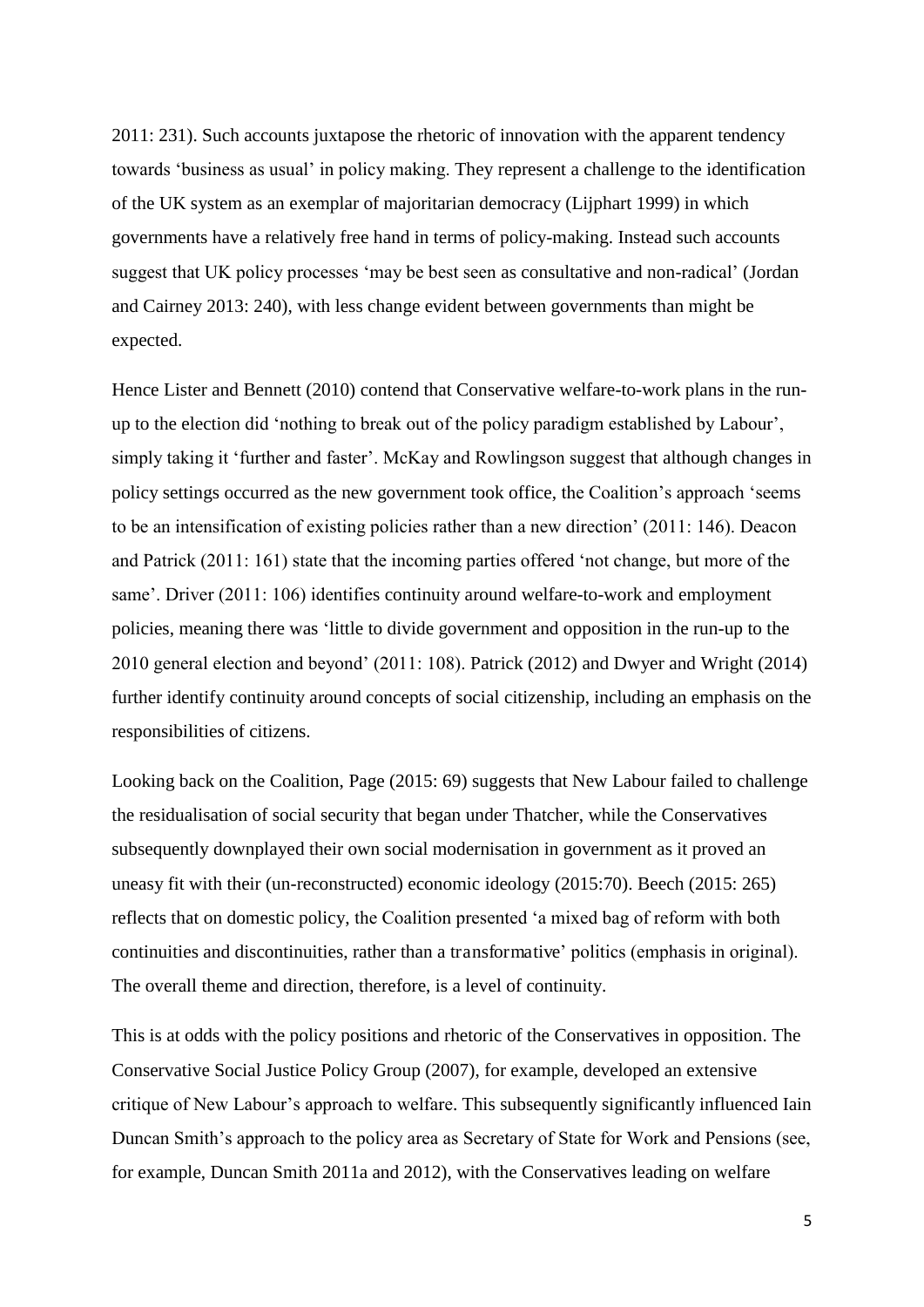2011: 231). Such accounts juxtapose the rhetoric of innovation with the apparent tendency towards 'business as usual' in policy making. They represent a challenge to the identification of the UK system as an exemplar of majoritarian democracy (Lijphart 1999) in which governments have a relatively free hand in terms of policy-making. Instead such accounts suggest that UK policy processes 'may be best seen as consultative and non-radical' (Jordan and Cairney 2013: 240), with less change evident between governments than might be expected.

Hence Lister and Bennett (2010) contend that Conservative welfare-to-work plans in the run-up to the election did 'nothing to break out of the policy paradigm established by Labour', simply taking it 'further and faster'. McKay and Rowlingson suggest that although changes in policy settings occurred as the new government took office, the Coalition's approach 'seems to be an intensification of existing policies rather than a new direction' (2011: 146). Deacon and Patrick (2011: 161) state that the incoming parties offered 'not change, but more of the same'. Driver (2011: 106) identifies continuity around welfare-to-work and employment policies, meaning there was 'little to divide government and opposition in the run-up to the 2010 general election and beyond' (2011: 108). Patrick (2012) and Dwyer and Wright (2014) further identify continuity around concepts of social citizenship, including an emphasis on the responsibilities of citizens.

Looking back on the Coalition, Page (2015: 69) suggests that New Labour failed to challenge the residualisation of social security that began under Thatcher, while the Conservatives subsequently downplayed their own social modernisation in government as it proved an uneasy fit with their (un-reconstructed) economic ideology (2015:70). Beech (2015: 265) reflects that on domestic policy, the Coalition presented 'a mixed bag of reform with both continuities and discontinuities, rather than a *transformative*' politics (emphasis in original). The overall theme and direction, therefore, is a level of continuity.

This is at odds with the policy positions and rhetoric of the Conservatives in opposition. The Conservative Social Justice Policy Group (2007), for example, developed an extensive critique of New Labour's approach to welfare. This subsequently significantly influenced Iain Duncan Smith's approach to the policy area as Secretary of State for Work and Pensions (see, for example, Duncan Smith 2011a and 2012), with the Conservatives leading on welfare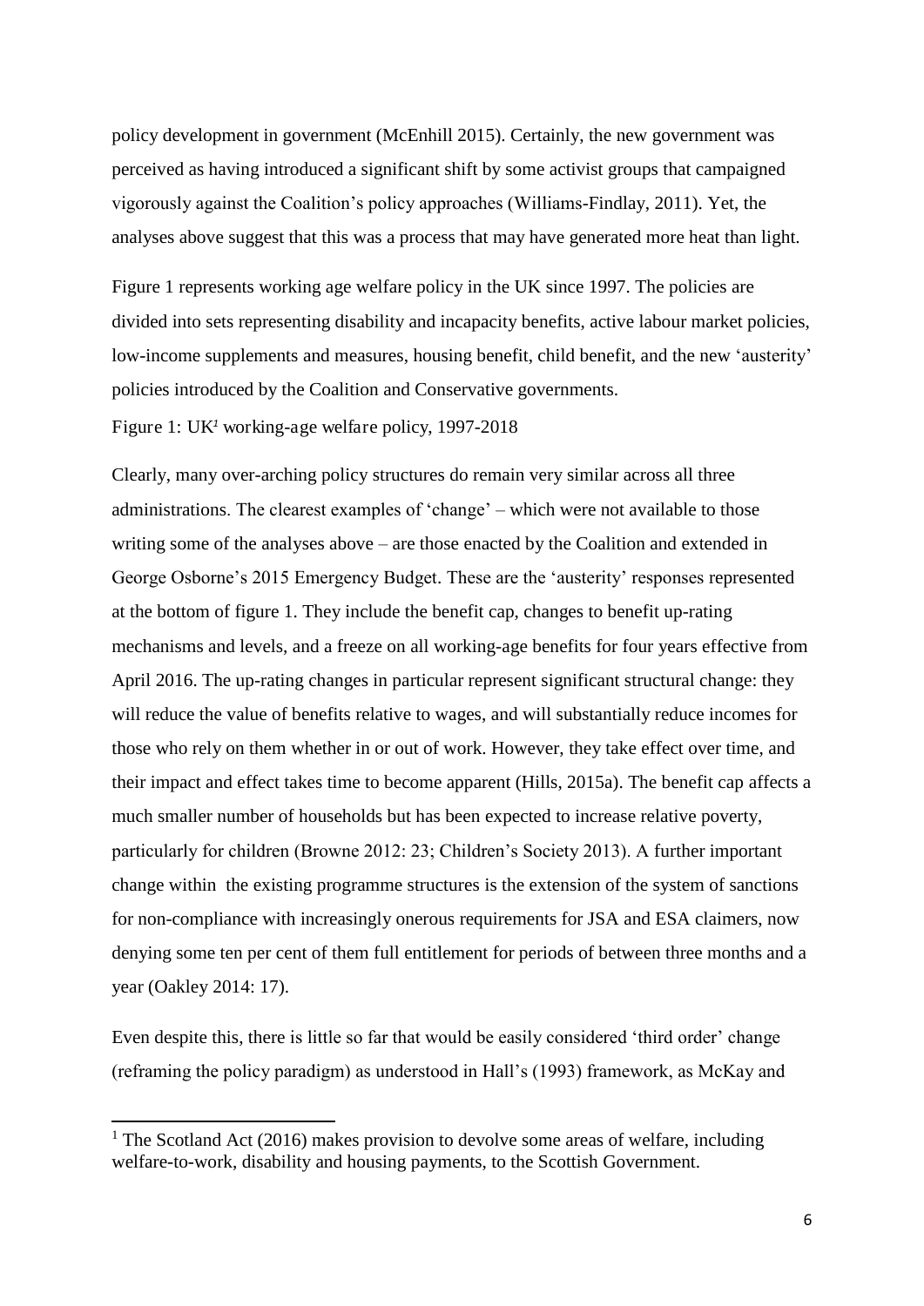policy development in government (McEnhill 2015). Certainly, the new government was perceived as having introduced a significant shift by some activist groups that campaigned vigorously against the Coalition's policy approaches (Williams-Findlay, 2011). Yet, the analyses above suggest that this was a process that may have generated more heat than light.

Figure 1 represents working age welfare policy in the UK since 1997. The policies are divided into sets representing disability and incapacity benefits, active labour market policies, low-income supplements and measures, housing benefit, child benefit, and the new 'austerity' policies introduced by the Coalition and Conservative governments.

Figure 1: UK[1] working-age welfare policy, 1997-2018

Clearly, many over-arching policy structures do remain very similar across all three administrations. The clearest examples of 'change' – which were not available to those writing some of the analyses above – are those enacted by the Coalition and extended in George Osborne's 2015 Emergency Budget. These are the 'austerity' responses represented at the bottom of figure 1. They include the benefit cap, changes to benefit up-rating mechanisms and levels, and a freeze on all working-age benefits for four years effective from April 2016. The up-rating changes in particular represent significant structural change: they will reduce the value of benefits relative to wages, and will substantially reduce incomes for those who rely on them whether in or out of work. However, they take effect over time, and their impact and effect takes time to become apparent (Hills, 2015a). The benefit cap affects a much smaller number of households but has been expected to increase relative poverty, particularly for children (Browne 2012: 23; Children's Society 2013). A further important change within the existing programme structures is the extension of the system of sanctions for non-compliance with increasingly onerous requirements for JSA and ESA claimers, now denying some ten per cent of them full entitlement for periods of between three months and a year (Oakley 2014: 17).

Even despite this, there is little so far that would be easily considered 'third order' change (reframing the policy paradigm) as understood in Hall's (1993) framework, as McKay and

[1] The Scotland Act (2016) makes provision to devolve some areas of welfare, including welfare-to-work, disability and housing payments, to the Scottish Government.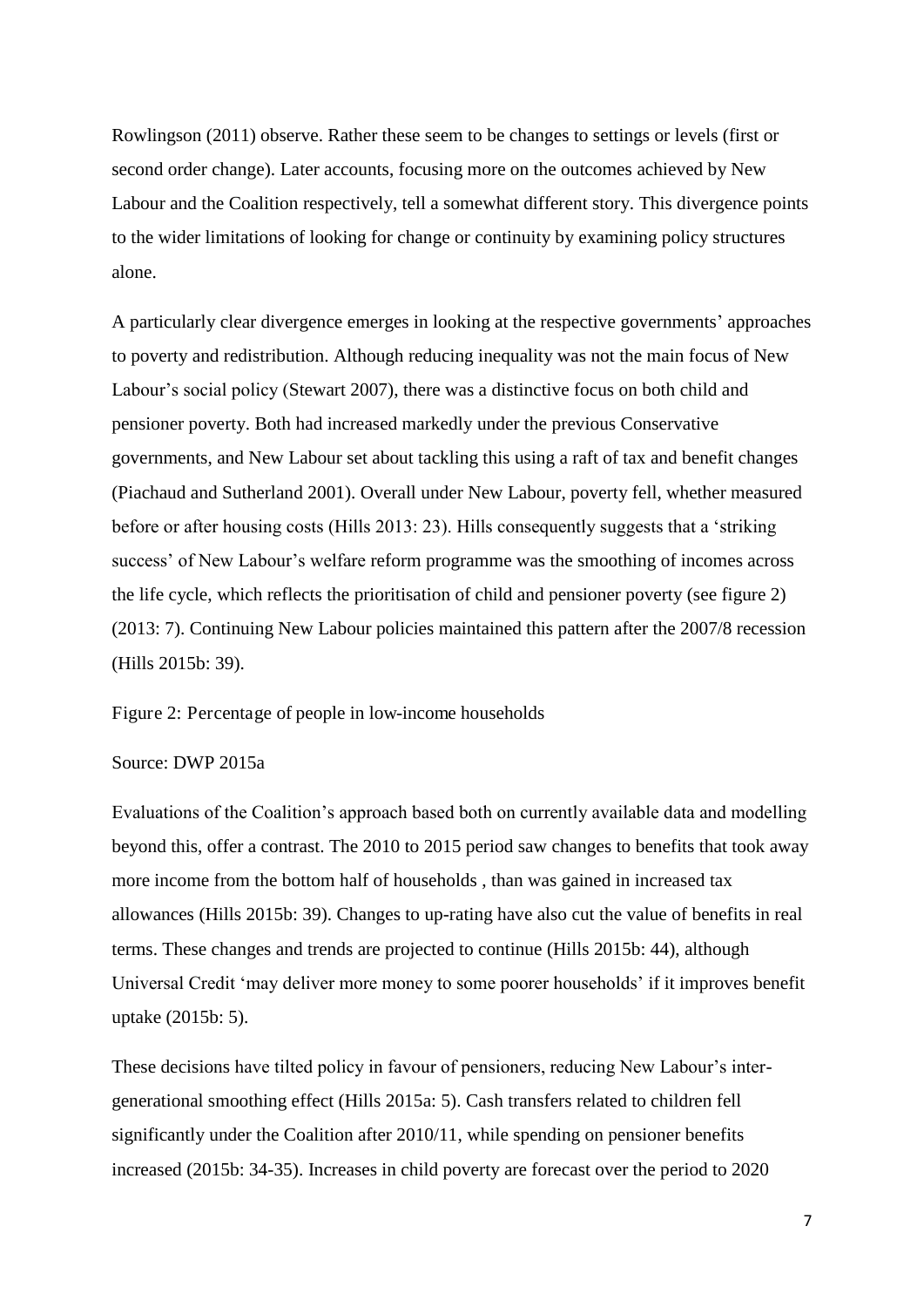Rowlingson (2011) observe. Rather these seem to be changes to settings or levels (first or second order change). Later accounts, focusing more on the outcomes achieved by New Labour and the Coalition respectively, tell a somewhat different story. This divergence points to the wider limitations of looking for change or continuity by examining policy structures alone.

A particularly clear divergence emerges in looking at the respective governments' approaches to poverty and redistribution. Although reducing inequality was not the main focus of New Labour's social policy (Stewart 2007), there was a distinctive focus on both child and pensioner poverty. Both had increased markedly under the previous Conservative governments, and New Labour set about tackling this using a raft of tax and benefit changes (Piachaud and Sutherland 2001). Overall under New Labour, poverty fell, whether measured before or after housing costs (Hills 2013: 23). Hills consequently suggests that a 'striking success' of New Labour's welfare reform programme was the smoothing of incomes across the life cycle, which reflects the prioritisation of child and pensioner poverty (see figure 2) (2013: 7). Continuing New Labour policies maintained this pattern after the 2007/8 recession (Hills 2015b: 39).

Figure 2: Percentage of people in low-income households

Source: DWP 2015a

Evaluations of the Coalition's approach based both on currently available data and modelling beyond this, offer a contrast. The 2010 to 2015 period saw changes to benefits that took away more income from the bottom half of households , than was gained in increased tax allowances (Hills 2015b: 39). Changes to up-rating have also cut the value of benefits in real terms. These changes and trends are projected to continue (Hills 2015b: 44), although Universal Credit 'may deliver more money to some poorer households' if it improves benefit uptake (2015b: 5).

These decisions have tilted policy in favour of pensioners, reducing New Labour's inter-generational smoothing effect (Hills 2015a: 5). Cash transfers related to children fell significantly under the Coalition after 2010/11, while spending on pensioner benefits increased (2015b: 34-35). Increases in child poverty are forecast over the period to 2020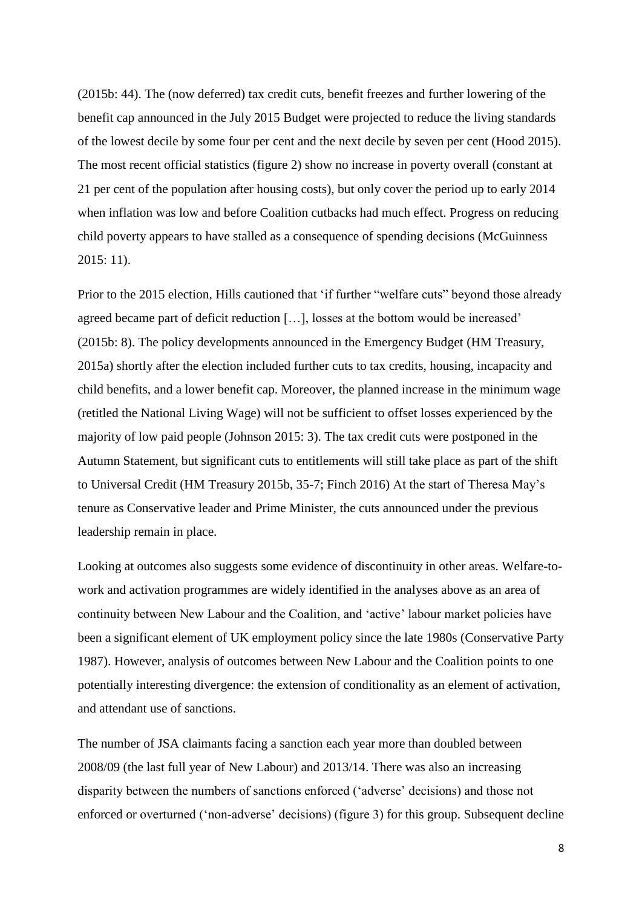(2015b: 44). The (now deferred) tax credit cuts, benefit freezes and further lowering of the benefit cap announced in the July 2015 Budget were projected to reduce the living standards of the lowest decile by some four per cent and the next decile by seven per cent (Hood 2015). The most recent official statistics (figure 2) show no increase in poverty overall (constant at 21 per cent of the population after housing costs), but only cover the period up to early 2014 when inflation was low and before Coalition cutbacks had much effect. Progress on reducing child poverty appears to have stalled as a consequence of spending decisions (McGuinness 2015: 11).

Prior to the 2015 election, Hills cautioned that 'if further "welfare cuts" beyond those already agreed became part of deficit reduction […], losses at the bottom would be increased' (2015b: 8). The policy developments announced in the Emergency Budget (HM Treasury, 2015a) shortly after the election included further cuts to tax credits, housing, incapacity and child benefits, and a lower benefit cap. Moreover, the planned increase in the minimum wage (retitled the National Living Wage) will not be sufficient to offset losses experienced by the majority of low paid people (Johnson 2015: 3). The tax credit cuts were postponed in the Autumn Statement, but significant cuts to entitlements will still take place as part of the shift to Universal Credit (HM Treasury 2015b, 35-7; Finch 2016) At the start of Theresa May's tenure as Conservative leader and Prime Minister, the cuts announced under the previous leadership remain in place.

Looking at outcomes also suggests some evidence of discontinuity in other areas. Welfare-to-work and activation programmes are widely identified in the analyses above as an area of continuity between New Labour and the Coalition, and 'active' labour market policies have been a significant element of UK employment policy since the late 1980s (Conservative Party 1987). However, analysis of outcomes between New Labour and the Coalition points to one potentially interesting divergence: the extension of conditionality as an element of activation, and attendant use of sanctions.

The number of JSA claimants facing a sanction each year more than doubled between 2008/09 (the last full year of New Labour) and 2013/14. There was also an increasing disparity between the numbers of sanctions enforced ('adverse' decisions) and those not enforced or overturned ('non-adverse' decisions) (figure 3) for this group. Subsequent decline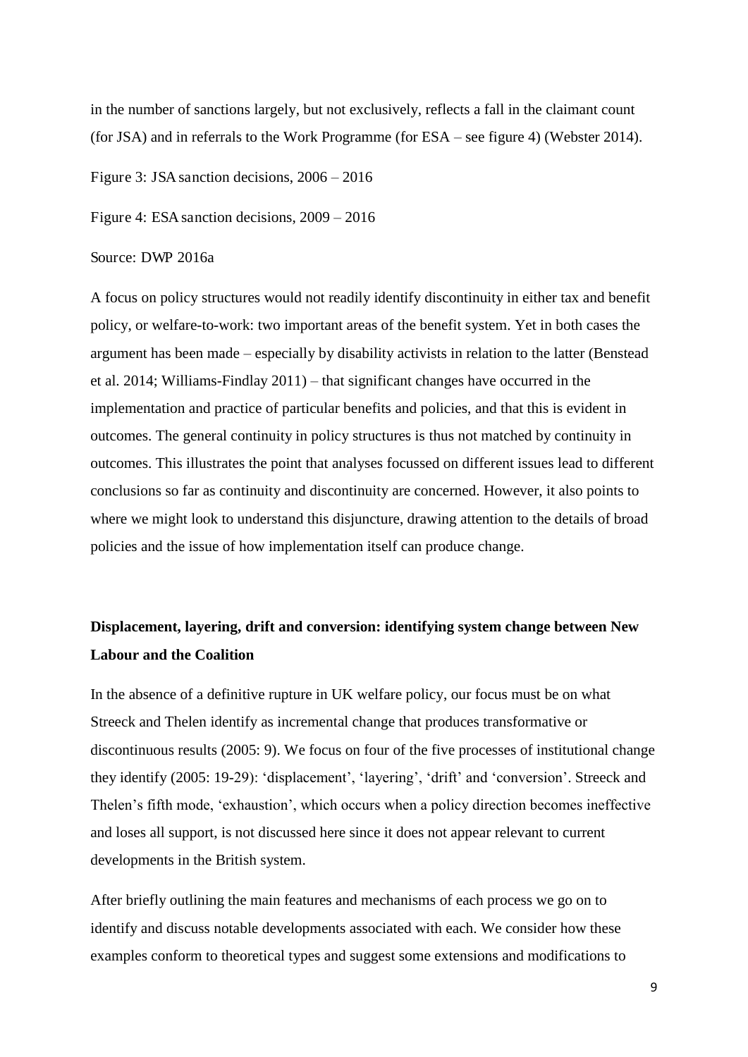in the number of sanctions largely, but not exclusively, reflects a fall in the claimant count (for JSA) and in referrals to the Work Programme (for ESA – see figure 4) (Webster 2014).

Figure 3: JSA sanction decisions, 2006 – 2016

Figure 4: ESA sanction decisions, 2009 – 2016

Source: DWP 2016a

A focus on policy structures would not readily identify discontinuity in either tax and benefit policy, or welfare-to-work: two important areas of the benefit system. Yet in both cases the argument has been made – especially by disability activists in relation to the latter (Benstead et al. 2014; Williams-Findlay 2011) – that significant changes have occurred in the implementation and practice of particular benefits and policies, and that this is evident in outcomes. The general continuity in policy structures is thus not matched by continuity in outcomes. This illustrates the point that analyses focussed on different issues lead to different conclusions so far as continuity and discontinuity are concerned. However, it also points to where we might look to understand this disjuncture, drawing attention to the details of broad policies and the issue of how implementation itself can produce change.

## Displacement, layering, drift and conversion: identifying system change between New Labour and the Coalition

In the absence of a definitive rupture in UK welfare policy, our focus must be on what Streeck and Thelen identify as incremental change that produces transformative or discontinuous results (2005: 9). We focus on four of the five processes of institutional change they identify (2005: 19-29): 'displacement', 'layering', 'drift' and 'conversion'. Streeck and Thelen's fifth mode, 'exhaustion', which occurs when a policy direction becomes ineffective and loses all support, is not discussed here since it does not appear relevant to current developments in the British system.

After briefly outlining the main features and mechanisms of each process we go on to identify and discuss notable developments associated with each. We consider how these examples conform to theoretical types and suggest some extensions and modifications to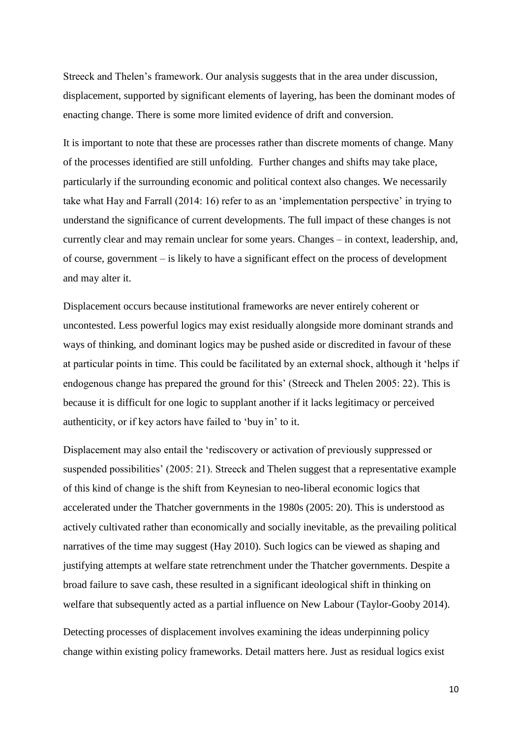Streeck and Thelen's framework. Our analysis suggests that in the area under discussion, displacement, supported by significant elements of layering, has been the dominant modes of enacting change. There is some more limited evidence of drift and conversion.

It is important to note that these are processes rather than discrete moments of change. Many of the processes identified are still unfolding. Further changes and shifts may take place, particularly if the surrounding economic and political context also changes. We necessarily take what Hay and Farrall (2014: 16) refer to as an 'implementation perspective' in trying to understand the significance of current developments. The full impact of these changes is not currently clear and may remain unclear for some years. Changes – in context, leadership, and, of course, government – is likely to have a significant effect on the process of development and may alter it.

Displacement occurs because institutional frameworks are never entirely coherent or uncontested. Less powerful logics may exist residually alongside more dominant strands and ways of thinking, and dominant logics may be pushed aside or discredited in favour of these at particular points in time. This could be facilitated by an external shock, although it 'helps if endogenous change has prepared the ground for this' (Streeck and Thelen 2005: 22). This is because it is difficult for one logic to supplant another if it lacks legitimacy or perceived authenticity, or if key actors have failed to 'buy in' to it.

Displacement may also entail the 'rediscovery or activation of previously suppressed or suspended possibilities' (2005: 21). Streeck and Thelen suggest that a representative example of this kind of change is the shift from Keynesian to neo-liberal economic logics that accelerated under the Thatcher governments in the 1980s (2005: 20). This is understood as actively cultivated rather than economically and socially inevitable, as the prevailing political narratives of the time may suggest (Hay 2010). Such logics can be viewed as shaping and justifying attempts at welfare state retrenchment under the Thatcher governments. Despite a broad failure to save cash, these resulted in a significant ideological shift in thinking on welfare that subsequently acted as a partial influence on New Labour (Taylor-Gooby 2014).

Detecting processes of displacement involves examining the ideas underpinning policy change within existing policy frameworks. Detail matters here. Just as residual logics exist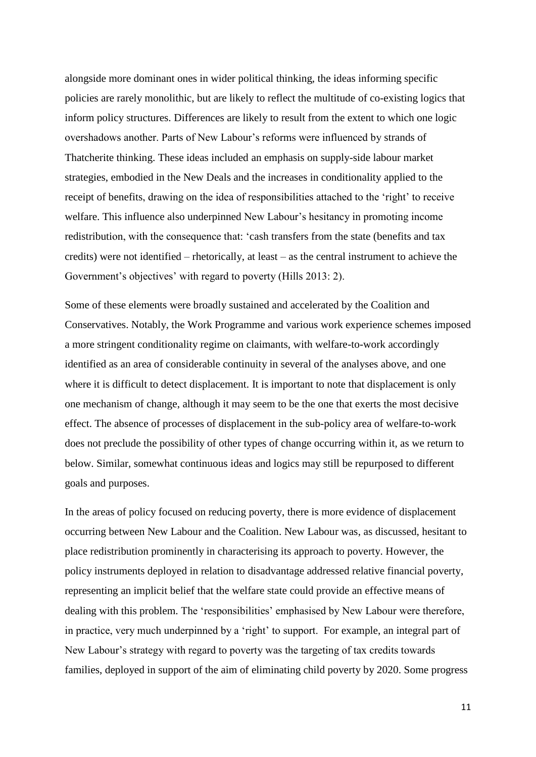alongside more dominant ones in wider political thinking, the ideas informing specific policies are rarely monolithic, but are likely to reflect the multitude of co-existing logics that inform policy structures. Differences are likely to result from the extent to which one logic overshadows another. Parts of New Labour's reforms were influenced by strands of Thatcherite thinking. These ideas included an emphasis on supply-side labour market strategies, embodied in the New Deals and the increases in conditionality applied to the receipt of benefits, drawing on the idea of responsibilities attached to the 'right' to receive welfare. This influence also underpinned New Labour's hesitancy in promoting income redistribution, with the consequence that: 'cash transfers from the state (benefits and tax credits) were not identified – rhetorically, at least – as the central instrument to achieve the Government's objectives' with regard to poverty (Hills 2013: 2).

Some of these elements were broadly sustained and accelerated by the Coalition and Conservatives. Notably, the Work Programme and various work experience schemes imposed a more stringent conditionality regime on claimants, with welfare-to-work accordingly identified as an area of considerable continuity in several of the analyses above, and one where it is difficult to detect displacement. It is important to note that displacement is only one mechanism of change, although it may seem to be the one that exerts the most decisive effect. The absence of processes of displacement in the sub-policy area of welfare-to-work does not preclude the possibility of other types of change occurring within it, as we return to below. Similar, somewhat continuous ideas and logics may still be repurposed to different goals and purposes.

In the areas of policy focused on reducing poverty, there is more evidence of displacement occurring between New Labour and the Coalition. New Labour was, as discussed, hesitant to place redistribution prominently in characterising its approach to poverty. However, the policy instruments deployed in relation to disadvantage addressed relative financial poverty, representing an implicit belief that the welfare state could provide an effective means of dealing with this problem. The 'responsibilities' emphasised by New Labour were therefore, in practice, very much underpinned by a 'right' to support. For example, an integral part of New Labour's strategy with regard to poverty was the targeting of tax credits towards families, deployed in support of the aim of eliminating child poverty by 2020. Some progress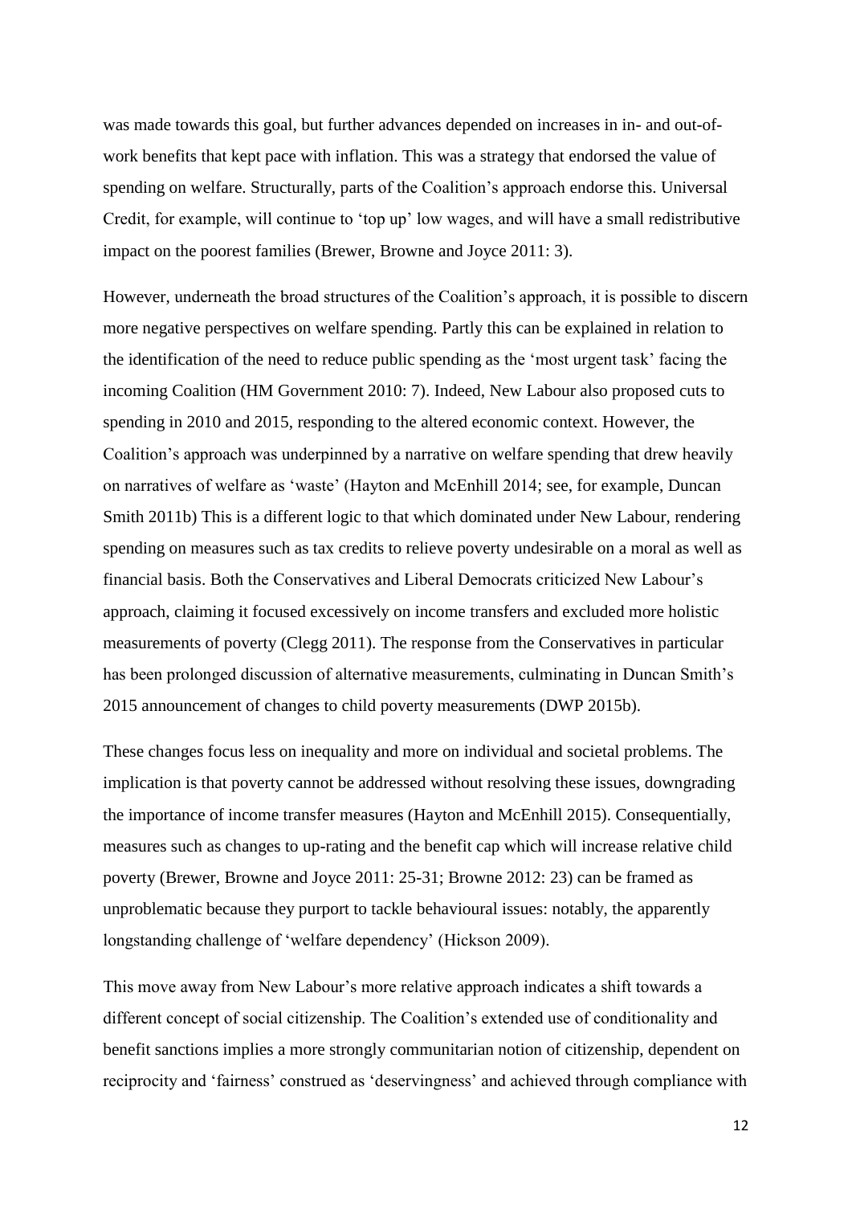was made towards this goal, but further advances depended on increases in in- and out-of-work benefits that kept pace with inflation. This was a strategy that endorsed the value of spending on welfare. Structurally, parts of the Coalition's approach endorse this. Universal Credit, for example, will continue to 'top up' low wages, and will have a small redistributive impact on the poorest families (Brewer, Browne and Joyce 2011: 3).

However, underneath the broad structures of the Coalition's approach, it is possible to discern more negative perspectives on welfare spending. Partly this can be explained in relation to the identification of the need to reduce public spending as the 'most urgent task' facing the incoming Coalition (HM Government 2010: 7). Indeed, New Labour also proposed cuts to spending in 2010 and 2015, responding to the altered economic context. However, the Coalition's approach was underpinned by a narrative on welfare spending that drew heavily on narratives of welfare as 'waste' (Hayton and McEnhill 2014; see, for example, Duncan Smith 2011b) This is a different logic to that which dominated under New Labour, rendering spending on measures such as tax credits to relieve poverty undesirable on a moral as well as financial basis. Both the Conservatives and Liberal Democrats criticized New Labour's approach, claiming it focused excessively on income transfers and excluded more holistic measurements of poverty (Clegg 2011). The response from the Conservatives in particular has been prolonged discussion of alternative measurements, culminating in Duncan Smith's 2015 announcement of changes to child poverty measurements (DWP 2015b).

These changes focus less on inequality and more on individual and societal problems. The implication is that poverty cannot be addressed without resolving these issues, downgrading the importance of income transfer measures (Hayton and McEnhill 2015). Consequentially, measures such as changes to up-rating and the benefit cap which will increase relative child poverty (Brewer, Browne and Joyce 2011: 25-31; Browne 2012: 23) can be framed as unproblematic because they purport to tackle behavioural issues: notably, the apparently longstanding challenge of 'welfare dependency' (Hickson 2009).

This move away from New Labour's more relative approach indicates a shift towards a different concept of social citizenship. The Coalition's extended use of conditionality and benefit sanctions implies a more strongly communitarian notion of citizenship, dependent on reciprocity and 'fairness' construed as 'deservingness' and achieved through compliance with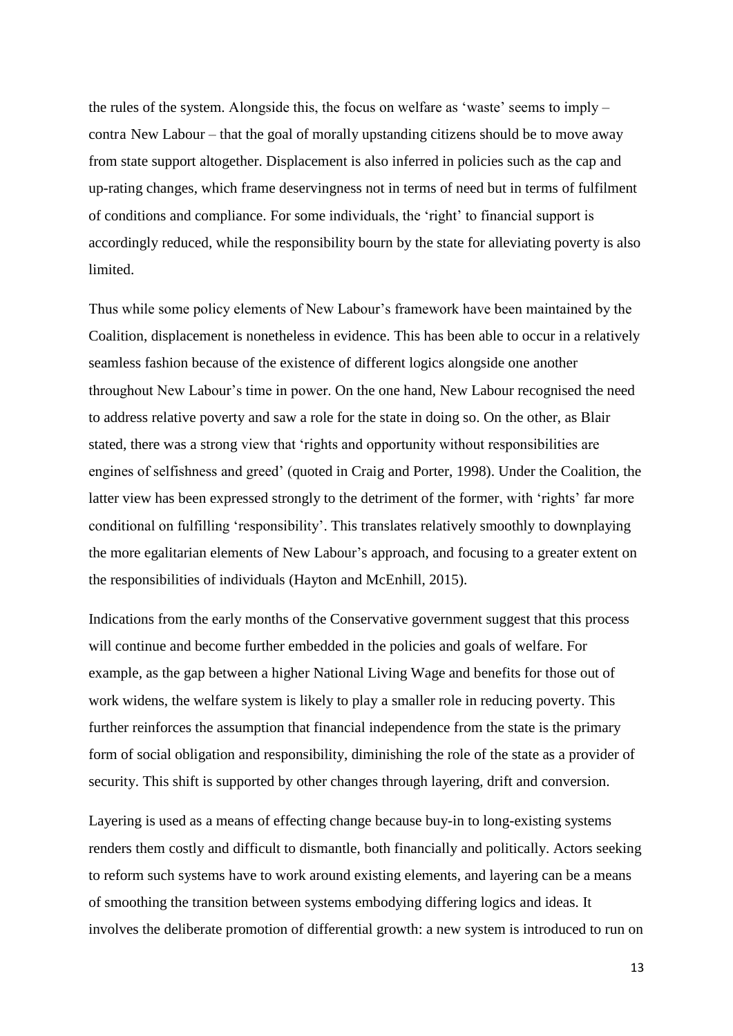the rules of the system. Alongside this, the focus on welfare as 'waste' seems to imply – contra New Labour – that the goal of morally upstanding citizens should be to move away from state support altogether. Displacement is also inferred in policies such as the cap and up-rating changes, which frame deservingness not in terms of need but in terms of fulfilment of conditions and compliance. For some individuals, the 'right' to financial support is accordingly reduced, while the responsibility bourn by the state for alleviating poverty is also limited.

Thus while some policy elements of New Labour's framework have been maintained by the Coalition, displacement is nonetheless in evidence. This has been able to occur in a relatively seamless fashion because of the existence of different logics alongside one another throughout New Labour's time in power. On the one hand, New Labour recognised the need to address relative poverty and saw a role for the state in doing so. On the other, as Blair stated, there was a strong view that 'rights and opportunity without responsibilities are engines of selfishness and greed' (quoted in Craig and Porter, 1998). Under the Coalition, the latter view has been expressed strongly to the detriment of the former, with 'rights' far more conditional on fulfilling 'responsibility'. This translates relatively smoothly to downplaying the more egalitarian elements of New Labour's approach, and focusing to a greater extent on the responsibilities of individuals (Hayton and McEnhill, 2015).

Indications from the early months of the Conservative government suggest that this process will continue and become further embedded in the policies and goals of welfare. For example, as the gap between a higher National Living Wage and benefits for those out of work widens, the welfare system is likely to play a smaller role in reducing poverty. This further reinforces the assumption that financial independence from the state is the primary form of social obligation and responsibility, diminishing the role of the state as a provider of security. This shift is supported by other changes through layering, drift and conversion.

Layering is used as a means of effecting change because buy-in to long-existing systems renders them costly and difficult to dismantle, both financially and politically. Actors seeking to reform such systems have to work around existing elements, and layering can be a means of smoothing the transition between systems embodying differing logics and ideas. It involves the deliberate promotion of differential growth: a new system is introduced to run on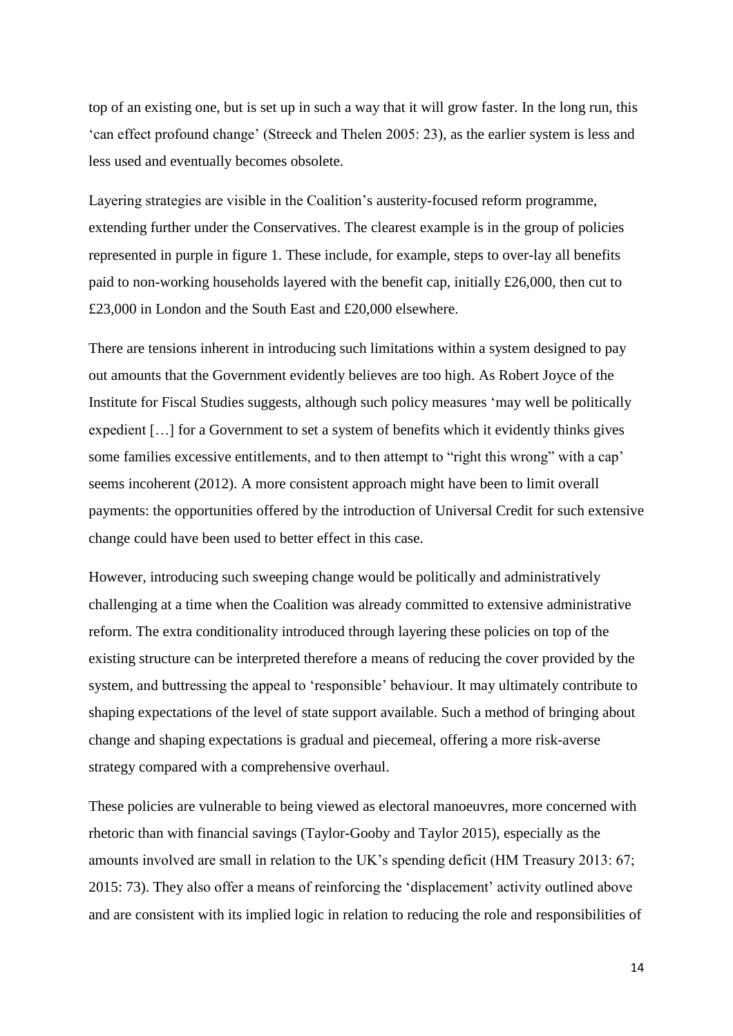top of an existing one, but is set up in such a way that it will grow faster. In the long run, this 'can effect profound change' (Streeck and Thelen 2005: 23), as the earlier system is less and less used and eventually becomes obsolete.

Layering strategies are visible in the Coalition's austerity-focused reform programme, extending further under the Conservatives. The clearest example is in the group of policies represented in purple in figure 1. These include, for example, steps to over-lay all benefits paid to non-working households layered with the benefit cap, initially £26,000, then cut to £23,000 in London and the South East and £20,000 elsewhere.

There are tensions inherent in introducing such limitations within a system designed to pay out amounts that the Government evidently believes are too high. As Robert Joyce of the Institute for Fiscal Studies suggests, although such policy measures 'may well be politically expedient […] for a Government to set a system of benefits which it evidently thinks gives some families excessive entitlements, and to then attempt to "right this wrong" with a cap' seems incoherent (2012). A more consistent approach might have been to limit overall payments: the opportunities offered by the introduction of Universal Credit for such extensive change could have been used to better effect in this case.

However, introducing such sweeping change would be politically and administratively challenging at a time when the Coalition was already committed to extensive administrative reform. The extra conditionality introduced through layering these policies on top of the existing structure can be interpreted therefore a means of reducing the cover provided by the system, and buttressing the appeal to 'responsible' behaviour. It may ultimately contribute to shaping expectations of the level of state support available. Such a method of bringing about change and shaping expectations is gradual and piecemeal, offering a more risk-averse strategy compared with a comprehensive overhaul.

These policies are vulnerable to being viewed as electoral manoeuvres, more concerned with rhetoric than with financial savings (Taylor-Gooby and Taylor 2015), especially as the amounts involved are small in relation to the UK's spending deficit (HM Treasury 2013: 67; 2015: 73). They also offer a means of reinforcing the 'displacement' activity outlined above and are consistent with its implied logic in relation to reducing the role and responsibilities of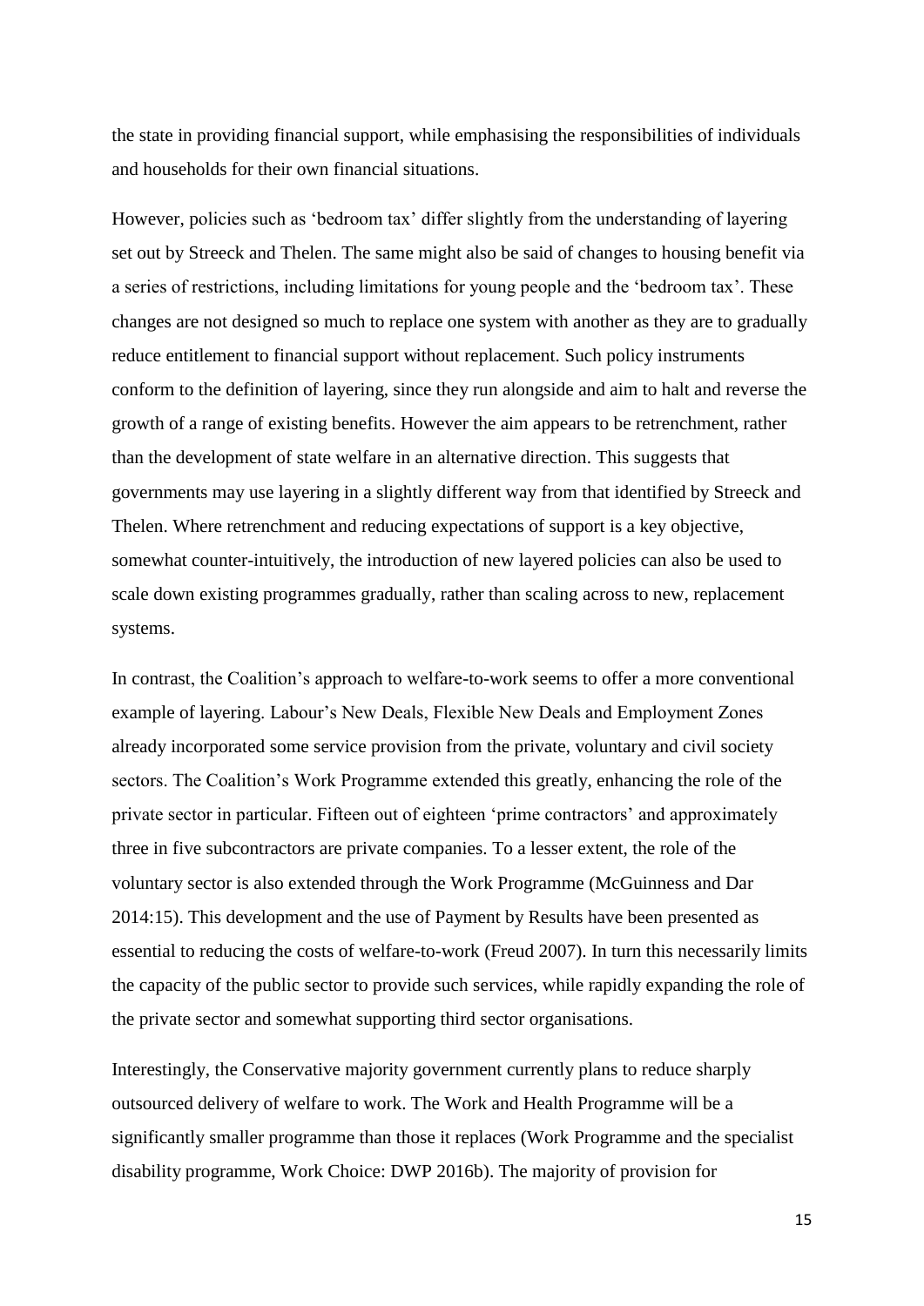the state in providing financial support, while emphasising the responsibilities of individuals and households for their own financial situations.

However, policies such as 'bedroom tax' differ slightly from the understanding of layering set out by Streeck and Thelen. The same might also be said of changes to housing benefit via a series of restrictions, including limitations for young people and the 'bedroom tax'. These changes are not designed so much to replace one system with another as they are to gradually reduce entitlement to financial support without replacement. Such policy instruments conform to the definition of layering, since they run alongside and aim to halt and reverse the growth of a range of existing benefits. However the aim appears to be retrenchment, rather than the development of state welfare in an alternative direction. This suggests that governments may use layering in a slightly different way from that identified by Streeck and Thelen. Where retrenchment and reducing expectations of support is a key objective, somewhat counter-intuitively, the introduction of new layered policies can also be used to scale down existing programmes gradually, rather than scaling across to new, replacement systems.

In contrast, the Coalition's approach to welfare-to-work seems to offer a more conventional example of layering. Labour's New Deals, Flexible New Deals and Employment Zones already incorporated some service provision from the private, voluntary and civil society sectors. The Coalition's Work Programme extended this greatly, enhancing the role of the private sector in particular. Fifteen out of eighteen 'prime contractors' and approximately three in five subcontractors are private companies. To a lesser extent, the role of the voluntary sector is also extended through the Work Programme (McGuinness and Dar 2014:15). This development and the use of Payment by Results have been presented as essential to reducing the costs of welfare-to-work (Freud 2007). In turn this necessarily limits the capacity of the public sector to provide such services, while rapidly expanding the role of the private sector and somewhat supporting third sector organisations.

Interestingly, the Conservative majority government currently plans to reduce sharply outsourced delivery of welfare to work. The Work and Health Programme will be a significantly smaller programme than those it replaces (Work Programme and the specialist disability programme, Work Choice: DWP 2016b). The majority of provision for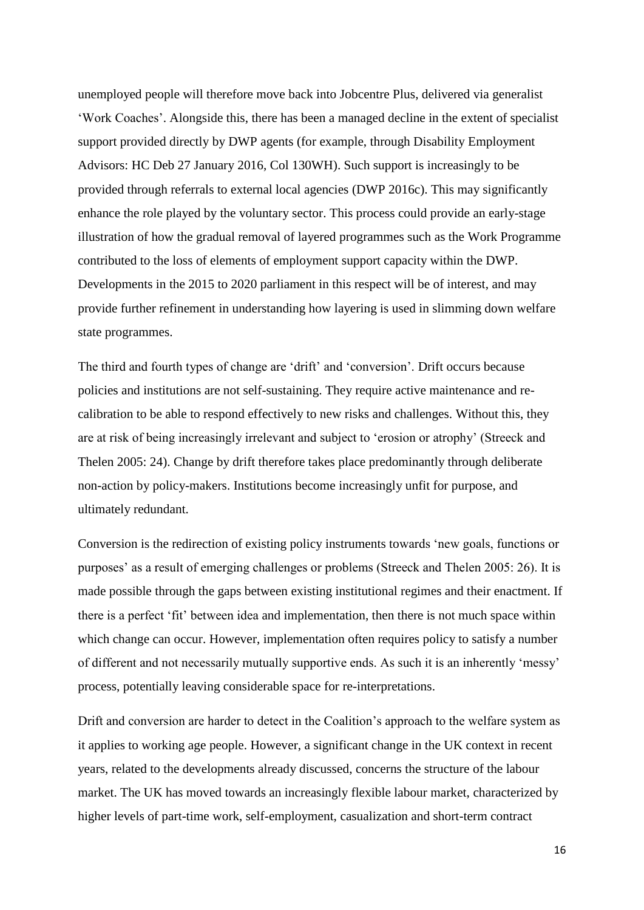unemployed people will therefore move back into Jobcentre Plus, delivered via generalist 'Work Coaches'. Alongside this, there has been a managed decline in the extent of specialist support provided directly by DWP agents (for example, through Disability Employment Advisors: HC Deb 27 January 2016, Col 130WH). Such support is increasingly to be provided through referrals to external local agencies (DWP 2016c). This may significantly enhance the role played by the voluntary sector. This process could provide an early-stage illustration of how the gradual removal of layered programmes such as the Work Programme contributed to the loss of elements of employment support capacity within the DWP. Developments in the 2015 to 2020 parliament in this respect will be of interest, and may provide further refinement in understanding how layering is used in slimming down welfare state programmes.

The third and fourth types of change are 'drift' and 'conversion'. Drift occurs because policies and institutions are not self-sustaining. They require active maintenance and re-calibration to be able to respond effectively to new risks and challenges. Without this, they are at risk of being increasingly irrelevant and subject to 'erosion or atrophy' (Streeck and Thelen 2005: 24). Change by drift therefore takes place predominantly through deliberate non-action by policy-makers. Institutions become increasingly unfit for purpose, and ultimately redundant.

Conversion is the redirection of existing policy instruments towards 'new goals, functions or purposes' as a result of emerging challenges or problems (Streeck and Thelen 2005: 26). It is made possible through the gaps between existing institutional regimes and their enactment. If there is a perfect 'fit' between idea and implementation, then there is not much space within which change can occur. However, implementation often requires policy to satisfy a number of different and not necessarily mutually supportive ends. As such it is an inherently 'messy' process, potentially leaving considerable space for re-interpretations.

Drift and conversion are harder to detect in the Coalition's approach to the welfare system as it applies to working age people. However, a significant change in the UK context in recent years, related to the developments already discussed, concerns the structure of the labour market. The UK has moved towards an increasingly flexible labour market, characterized by higher levels of part-time work, self-employment, casualization and short-term contract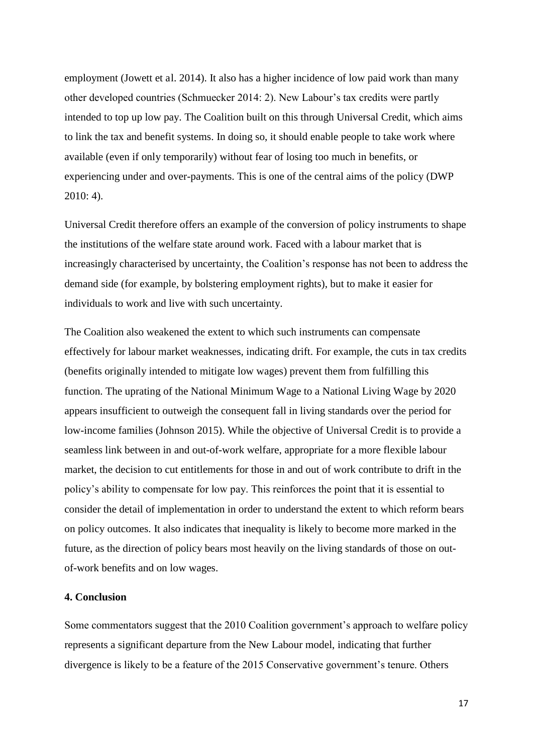employment (Jowett et al. 2014). It also has a higher incidence of low paid work than many other developed countries (Schmuecker 2014: 2). New Labour's tax credits were partly intended to top up low pay. The Coalition built on this through Universal Credit, which aims to link the tax and benefit systems. In doing so, it should enable people to take work where available (even if only temporarily) without fear of losing too much in benefits, or experiencing under and over-payments. This is one of the central aims of the policy (DWP 2010: 4).

Universal Credit therefore offers an example of the conversion of policy instruments to shape the institutions of the welfare state around work. Faced with a labour market that is increasingly characterised by uncertainty, the Coalition's response has not been to address the demand side (for example, by bolstering employment rights), but to make it easier for individuals to work and live with such uncertainty.

The Coalition also weakened the extent to which such instruments can compensate effectively for labour market weaknesses, indicating drift. For example, the cuts in tax credits (benefits originally intended to mitigate low wages) prevent them from fulfilling this function. The uprating of the National Minimum Wage to a National Living Wage by 2020 appears insufficient to outweigh the consequent fall in living standards over the period for low-income families (Johnson 2015). While the objective of Universal Credit is to provide a seamless link between in and out-of-work welfare, appropriate for a more flexible labour market, the decision to cut entitlements for those in and out of work contribute to drift in the policy's ability to compensate for low pay. This reinforces the point that it is essential to consider the detail of implementation in order to understand the extent to which reform bears on policy outcomes. It also indicates that inequality is likely to become more marked in the future, as the direction of policy bears most heavily on the living standards of those on out-of-work benefits and on low wages.

## 4. Conclusion

Some commentators suggest that the 2010 Coalition government's approach to welfare policy represents a significant departure from the New Labour model, indicating that further divergence is likely to be a feature of the 2015 Conservative government's tenure. Others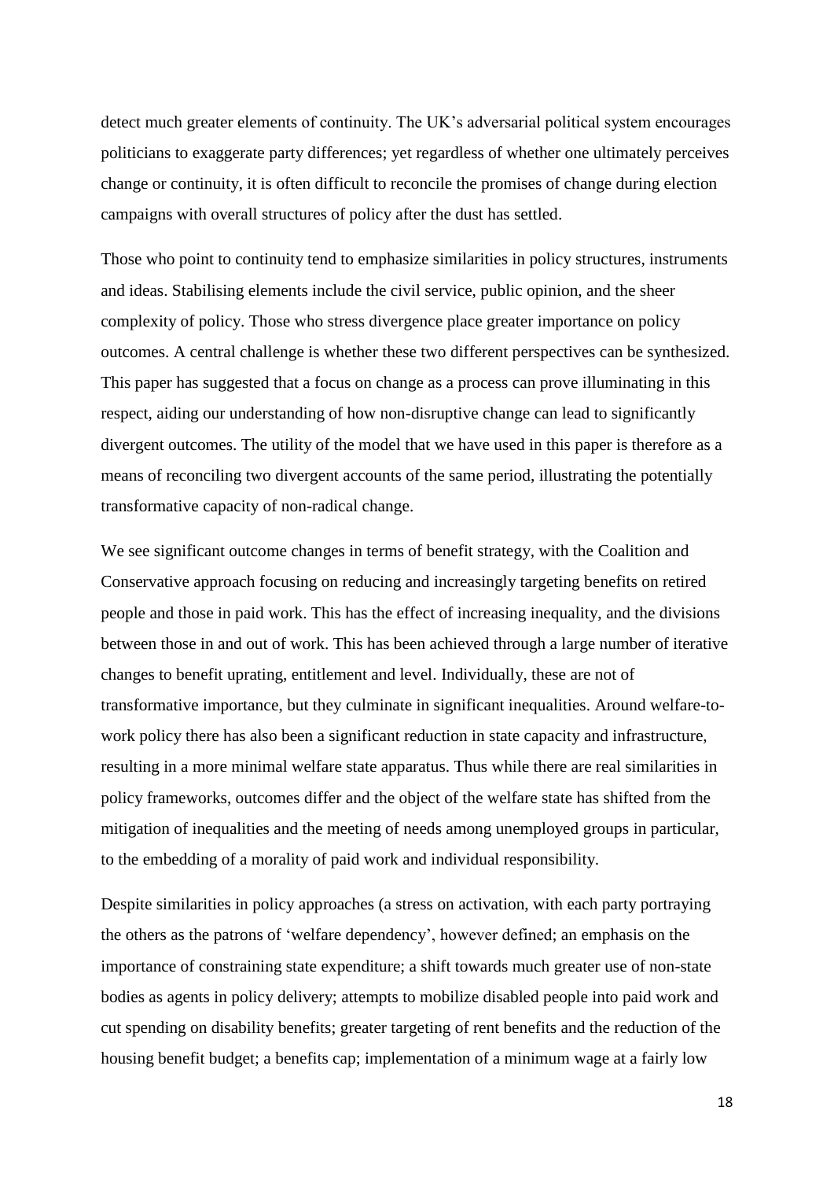detect much greater elements of continuity. The UK's adversarial political system encourages politicians to exaggerate party differences; yet regardless of whether one ultimately perceives change or continuity, it is often difficult to reconcile the promises of change during election campaigns with overall structures of policy after the dust has settled.

Those who point to continuity tend to emphasize similarities in policy structures, instruments and ideas. Stabilising elements include the civil service, public opinion, and the sheer complexity of policy. Those who stress divergence place greater importance on policy outcomes. A central challenge is whether these two different perspectives can be synthesized. This paper has suggested that a focus on change as a process can prove illuminating in this respect, aiding our understanding of how non-disruptive change can lead to significantly divergent outcomes. The utility of the model that we have used in this paper is therefore as a means of reconciling two divergent accounts of the same period, illustrating the potentially transformative capacity of non-radical change.

We see significant outcome changes in terms of benefit strategy, with the Coalition and Conservative approach focusing on reducing and increasingly targeting benefits on retired people and those in paid work. This has the effect of increasing inequality, and the divisions between those in and out of work. This has been achieved through a large number of iterative changes to benefit uprating, entitlement and level. Individually, these are not of transformative importance, but they culminate in significant inequalities. Around welfare-to-work policy there has also been a significant reduction in state capacity and infrastructure, resulting in a more minimal welfare state apparatus. Thus while there are real similarities in policy frameworks, outcomes differ and the object of the welfare state has shifted from the mitigation of inequalities and the meeting of needs among unemployed groups in particular, to the embedding of a morality of paid work and individual responsibility.

Despite similarities in policy approaches (a stress on activation, with each party portraying the others as the patrons of 'welfare dependency', however defined; an emphasis on the importance of constraining state expenditure; a shift towards much greater use of non-state bodies as agents in policy delivery; attempts to mobilize disabled people into paid work and cut spending on disability benefits; greater targeting of rent benefits and the reduction of the housing benefit budget; a benefits cap; implementation of a minimum wage at a fairly low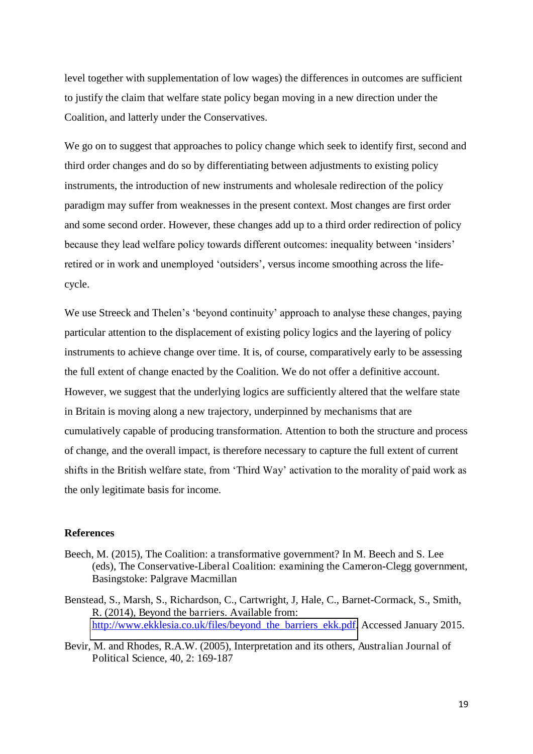level together with supplementation of low wages) the differences in outcomes are sufficient to justify the claim that welfare state policy began moving in a new direction under the Coalition, and latterly under the Conservatives.

We go on to suggest that approaches to policy change which seek to identify first, second and third order changes and do so by differentiating between adjustments to existing policy instruments, the introduction of new instruments and wholesale redirection of the policy paradigm may suffer from weaknesses in the present context. Most changes are first order and some second order. However, these changes add up to a third order redirection of policy because they lead welfare policy towards different outcomes: inequality between 'insiders' retired or in work and unemployed 'outsiders', versus income smoothing across the life-cycle.

We use Streeck and Thelen's 'beyond continuity' approach to analyse these changes, paying particular attention to the displacement of existing policy logics and the layering of policy instruments to achieve change over time. It is, of course, comparatively early to be assessing the full extent of change enacted by the Coalition. We do not offer a definitive account. However, we suggest that the underlying logics are sufficiently altered that the welfare state in Britain is moving along a new trajectory, underpinned by mechanisms that are cumulatively capable of producing transformation. Attention to both the structure and process of change, and the overall impact, is therefore necessary to capture the full extent of current shifts in the British welfare state, from 'Third Way' activation to the morality of paid work as the only legitimate basis for income.

## References

Beech, M. (2015), The Coalition: a transformative government? In M. Beech and S. Lee (eds), The Conservative-Liberal Coalition: examining the Cameron-Clegg government, Basingstoke: Palgrave Macmillan

Benstead, S., Marsh, S., Richardson, C., Cartwright, J, Hale, C., Barnet-Cormack, S., Smith, R. (2014), Beyond the barriers. Available from: http://www.ekklesia.co.uk/files/beyond_the_barriers_ekk.pdf. Accessed January 2015.

Bevir, M. and Rhodes, R.A.W. (2005), Interpretation and its others, Australian Journal of Political Science, 40, 2: 169-187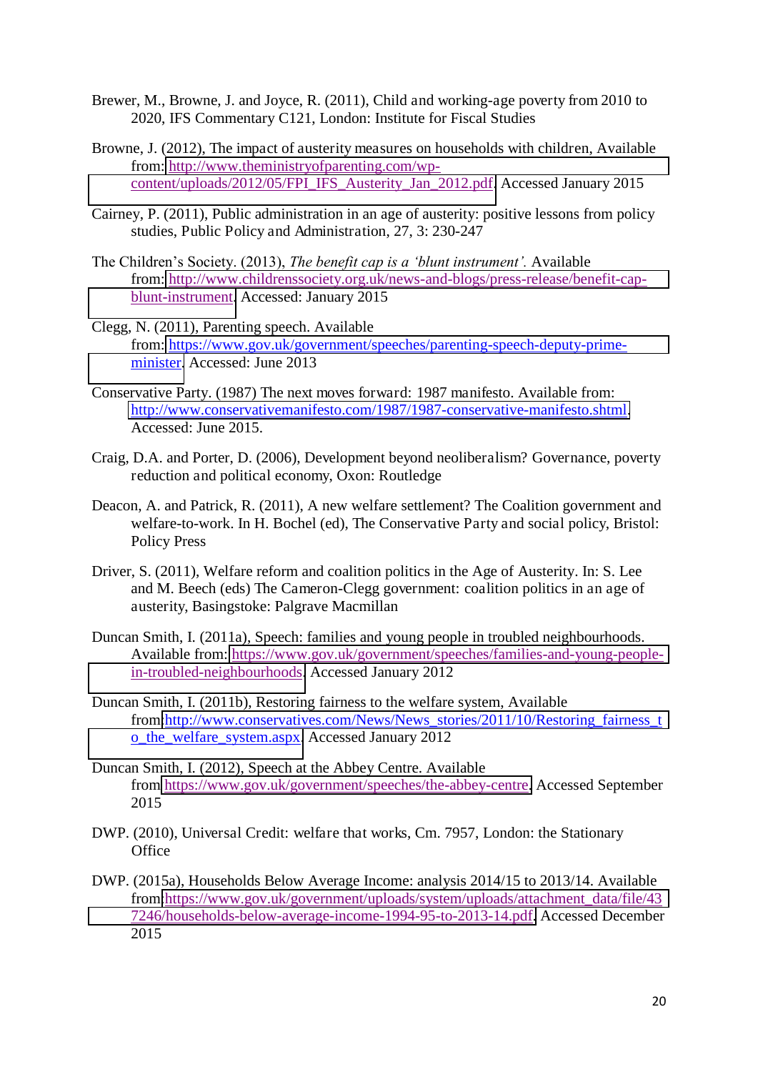Brewer, M., Browne, J. and Joyce, R. (2011), Child and working-age poverty from 2010 to 2020, IFS Commentary C121, London: Institute for Fiscal Studies

Browne, J. (2012), The impact of austerity measures on households with children, Available from: http://www.theministryofparenting.com/wp-content/uploads/2012/05/FPI_IFS_Austerity_Jan_2012.pdf. Accessed January 2015

Cairney, P. (2011), Public administration in an age of austerity: positive lessons from policy studies, Public Policy and Administration, 27, 3: 230-247

The Children's Society. (2013), *The benefit cap is a 'blunt instrument'.* Available from: http://www.childrenssociety.org.uk/news-and-blogs/press-release/benefit-cap-blunt-instrument. Accessed: January 2015

Clegg, N. (2011), Parenting speech. Available from: https://www.gov.uk/government/speeches/parenting-speech-deputy-prime-minister. Accessed: June 2013

Conservative Party. (1987) The next moves forward: 1987 manifesto. Available from: http://www.conservativemanifesto.com/1987/1987-conservative-manifesto.shtml. Accessed: June 2015.

Craig, D.A. and Porter, D. (2006), Development beyond neoliberalism? Governance, poverty reduction and political economy, Oxon: Routledge

Deacon, A. and Patrick, R. (2011), A new welfare settlement? The Coalition government and welfare-to-work. In H. Bochel (ed), The Conservative Party and social policy, Bristol: Policy Press

Driver, S. (2011), Welfare reform and coalition politics in the Age of Austerity. In: S. Lee and M. Beech (eds) The Cameron-Clegg government: coalition politics in an age of austerity, Basingstoke: Palgrave Macmillan

Duncan Smith, I. (2011a), Speech: families and young people in troubled neighbourhoods. Available from: https://www.gov.uk/government/speeches/families-and-young-people-in-troubled-neighbourhoods. Accessed January 2012

Duncan Smith, I. (2011b), Restoring fairness to the welfare system, Available from:http://www.conservatives.com/News/News_stories/2011/10/Restoring_fairness_to_the_welfare_system.aspx. Accessed January 2012

Duncan Smith, I. (2012), Speech at the Abbey Centre. Available from: https://www.gov.uk/government/speeches/the-abbey-centre. Accessed September 2015

DWP. (2010), Universal Credit: welfare that works, Cm. 7957, London: the Stationary Office

DWP. (2015a), Households Below Average Income: analysis 2014/15 to 2013/14. Available from:https://www.gov.uk/government/uploads/system/uploads/attachment_data/file/437246/households-below-average-income-1994-95-to-2013-14.pdf. Accessed December 2015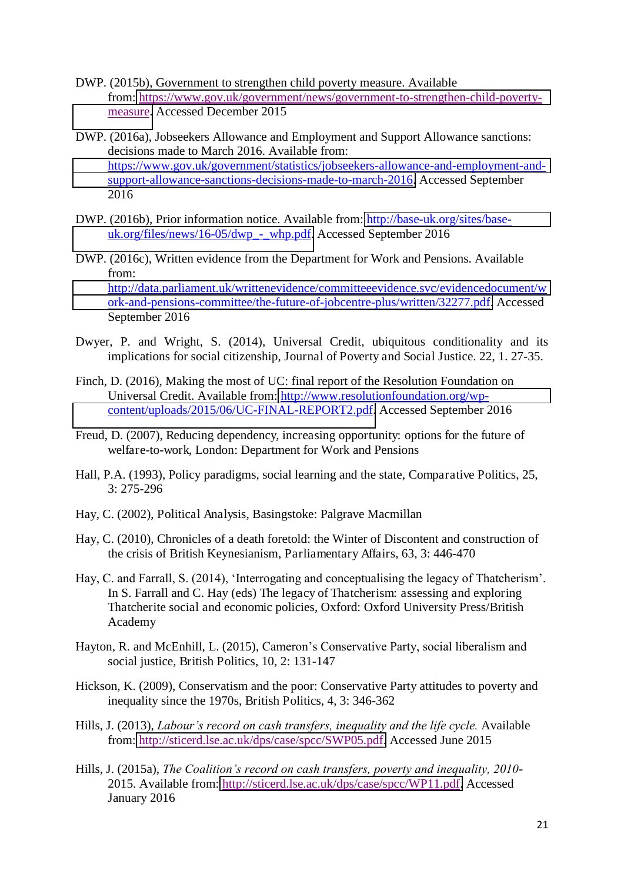DWP. (2015b), Government to strengthen child poverty measure. Available from: https://www.gov.uk/government/news/government-to-strengthen-child-poverty-measure. Accessed December 2015

DWP. (2016a), Jobseekers Allowance and Employment and Support Allowance sanctions: decisions made to March 2016. Available from: https://www.gov.uk/government/statistics/jobseekers-allowance-and-employment-and-support-allowance-sanctions-decisions-made-to-march-2016. Accessed September 2016

DWP. (2016b), Prior information notice. Available from: http://base-uk.org/sites/base-uk.org/files/news/16-05/dwp_-_whp.pdf. Accessed September 2016

DWP. (2016c), Written evidence from the Department for Work and Pensions. Available from: http://data.parliament.uk/writtenevidence/committeeevidence.svc/evidencedocument/work-and-pensions-committee/the-future-of-jobcentre-plus/written/32277.pdf. Accessed September 2016

Dwyer, P. and Wright, S. (2014), Universal Credit, ubiquitous conditionality and its implications for social citizenship, Journal of Poverty and Social Justice. 22, 1. 27-35.

Finch, D. (2016), Making the most of UC: final report of the Resolution Foundation on Universal Credit. Available from: http://www.resolutionfoundation.org/wp-content/uploads/2015/06/UC-FINAL-REPORT2.pdf. Accessed September 2016

Freud, D. (2007), Reducing dependency, increasing opportunity: options for the future of welfare-to-work, London: Department for Work and Pensions

Hall, P.A. (1993), Policy paradigms, social learning and the state, Comparative Politics, 25, 3: 275-296

Hay, C. (2002), Political Analysis, Basingstoke: Palgrave Macmillan

Hay, C. (2010), Chronicles of a death foretold: the Winter of Discontent and construction of the crisis of British Keynesianism, Parliamentary Affairs, 63, 3: 446-470

Hay, C. and Farrall, S. (2014), 'Interrogating and conceptualising the legacy of Thatcherism'. In S. Farrall and C. Hay (eds) The legacy of Thatcherism: assessing and exploring Thatcherite social and economic policies, Oxford: Oxford University Press/British Academy

Hayton, R. and McEnhill, L. (2015), Cameron's Conservative Party, social liberalism and social justice, British Politics, 10, 2: 131-147

Hickson, K. (2009), Conservatism and the poor: Conservative Party attitudes to poverty and inequality since the 1970s, British Politics, 4, 3: 346-362

Hills, J. (2013), *Labour's record on cash transfers, inequality and the life cycle.* Available from: http://sticerd.lse.ac.uk/dps/case/spcc/SWP05.pdf. Accessed June 2015

Hills, J. (2015a), *The Coalition's record on cash transfers, poverty and inequality, 2010-*2015. Available from: http://sticerd.lse.ac.uk/dps/case/spcc/WP11.pdf. Accessed January 2016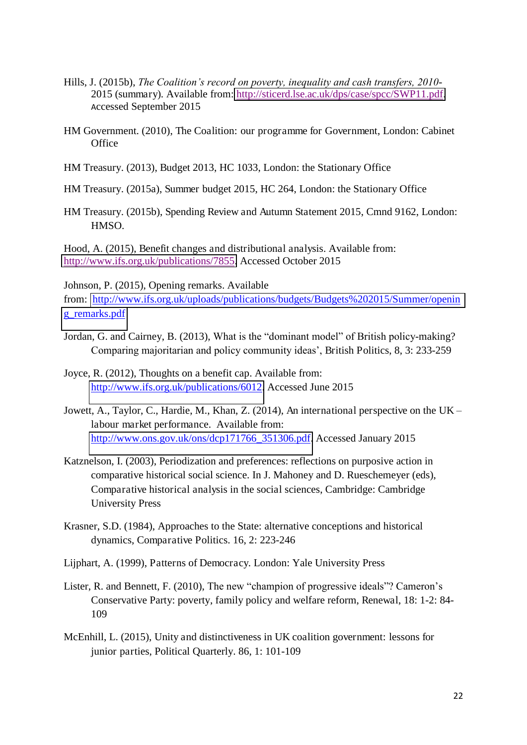Hills, J. (2015b), *The Coalition's record on poverty, inequality and cash transfers, 2010-*2015 (summary). Available from: http://sticerd.lse.ac.uk/dps/case/spcc/SWP11.pdf Accessed September 2015

HM Government. (2010), The Coalition: our programme for Government, London: Cabinet Office

HM Treasury. (2013), Budget 2013, HC 1033, London: the Stationary Office

HM Treasury. (2015a), Summer budget 2015, HC 264, London: the Stationary Office

HM Treasury. (2015b), Spending Review and Autumn Statement 2015, Cmnd 9162, London: HMSO.

Hood, A. (2015), Benefit changes and distributional analysis. Available from: http://www.ifs.org.uk/publications/7855 Accessed October 2015

Johnson, P. (2015), Opening remarks. Available from: http://www.ifs.org.uk/uploads/publications/budgets/Budgets%202015/Summer/opening_remarks.pdf

Jordan, G. and Cairney, B. (2013), What is the "dominant model" of British policy-making? Comparing majoritarian and policy community ideas', British Politics, 8, 3: 233-259

Joyce, R. (2012), Thoughts on a benefit cap. Available from: http://www.ifs.org.uk/publications/6012 Accessed June 2015

Jowett, A., Taylor, C., Hardie, M., Khan, Z. (2014), An international perspective on the UK – labour market performance. Available from: http://www.ons.gov.uk/ons/dcp171766_351306.pdf Accessed January 2015

Katznelson, I. (2003), Periodization and preferences: reflections on purposive action in comparative historical social science. In J. Mahoney and D. Rueschemeyer (eds), Comparative historical analysis in the social sciences, Cambridge: Cambridge University Press

Krasner, S.D. (1984), Approaches to the State: alternative conceptions and historical dynamics, Comparative Politics. 16, 2: 223-246

Lijphart, A. (1999), Patterns of Democracy. London: Yale University Press

Lister, R. and Bennett, F. (2010), The new "champion of progressive ideals"? Cameron's Conservative Party: poverty, family policy and welfare reform, Renewal, 18: 1-2: 84-109

McEnhill, L. (2015), Unity and distinctiveness in UK coalition government: lessons for junior parties, Political Quarterly. 86, 1: 101-109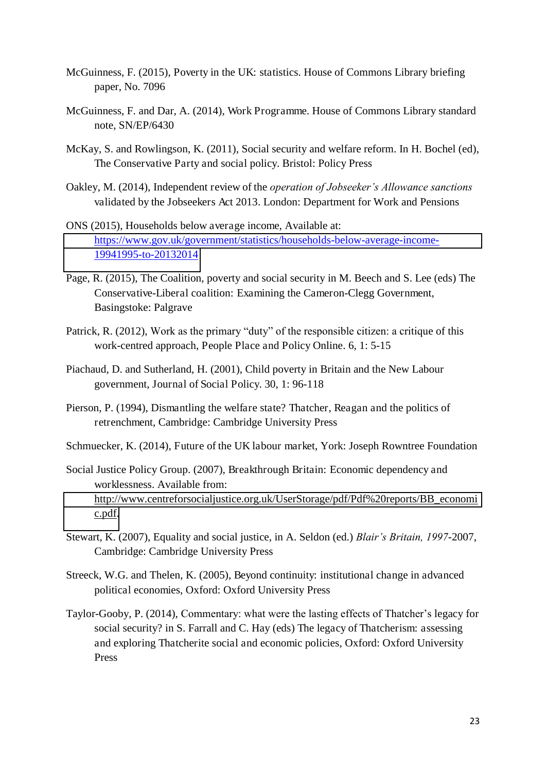McGuinness, F. (2015), Poverty in the UK: statistics. House of Commons Library briefing paper, No. 7096

McGuinness, F. and Dar, A. (2014), Work Programme. House of Commons Library standard note, SN/EP/6430

McKay, S. and Rowlingson, K. (2011), Social security and welfare reform. In H. Bochel (ed), The Conservative Party and social policy. Bristol: Policy Press

Oakley, M. (2014), Independent review of the *operation of Jobseeker's Allowance sanctions* validated by the Jobseekers Act 2013. London: Department for Work and Pensions

ONS (2015), Households below average income, Available at: https://www.gov.uk/government/statistics/households-below-average-income-19941995-to-20132014

Page, R. (2015), The Coalition, poverty and social security in M. Beech and S. Lee (eds) The Conservative-Liberal coalition: Examining the Cameron-Clegg Government, Basingstoke: Palgrave

Patrick, R. (2012), Work as the primary "duty" of the responsible citizen: a critique of this work-centred approach, People Place and Policy Online. 6, 1: 5-15

Piachaud, D. and Sutherland, H. (2001), Child poverty in Britain and the New Labour government, Journal of Social Policy. 30, 1: 96-118

Pierson, P. (1994), Dismantling the welfare state? Thatcher, Reagan and the politics of retrenchment, Cambridge: Cambridge University Press

Schmuecker, K. (2014), Future of the UK labour market, York: Joseph Rowntree Foundation

Social Justice Policy Group. (2007), Breakthrough Britain: Economic dependency and worklessness. Available from: http://www.centreforsocialjustice.org.uk/UserStorage/pdf/Pdf%20reports/BB_economic.pdf.

Stewart, K. (2007), Equality and social justice, in A. Seldon (ed.) *Blair's Britain, 1997*-2007, Cambridge: Cambridge University Press

Streeck, W.G. and Thelen, K. (2005), Beyond continuity: institutional change in advanced political economies, Oxford: Oxford University Press

Taylor-Gooby, P. (2014), Commentary: what were the lasting effects of Thatcher's legacy for social security? in S. Farrall and C. Hay (eds) The legacy of Thatcherism: assessing and exploring Thatcherite social and economic policies, Oxford: Oxford University Press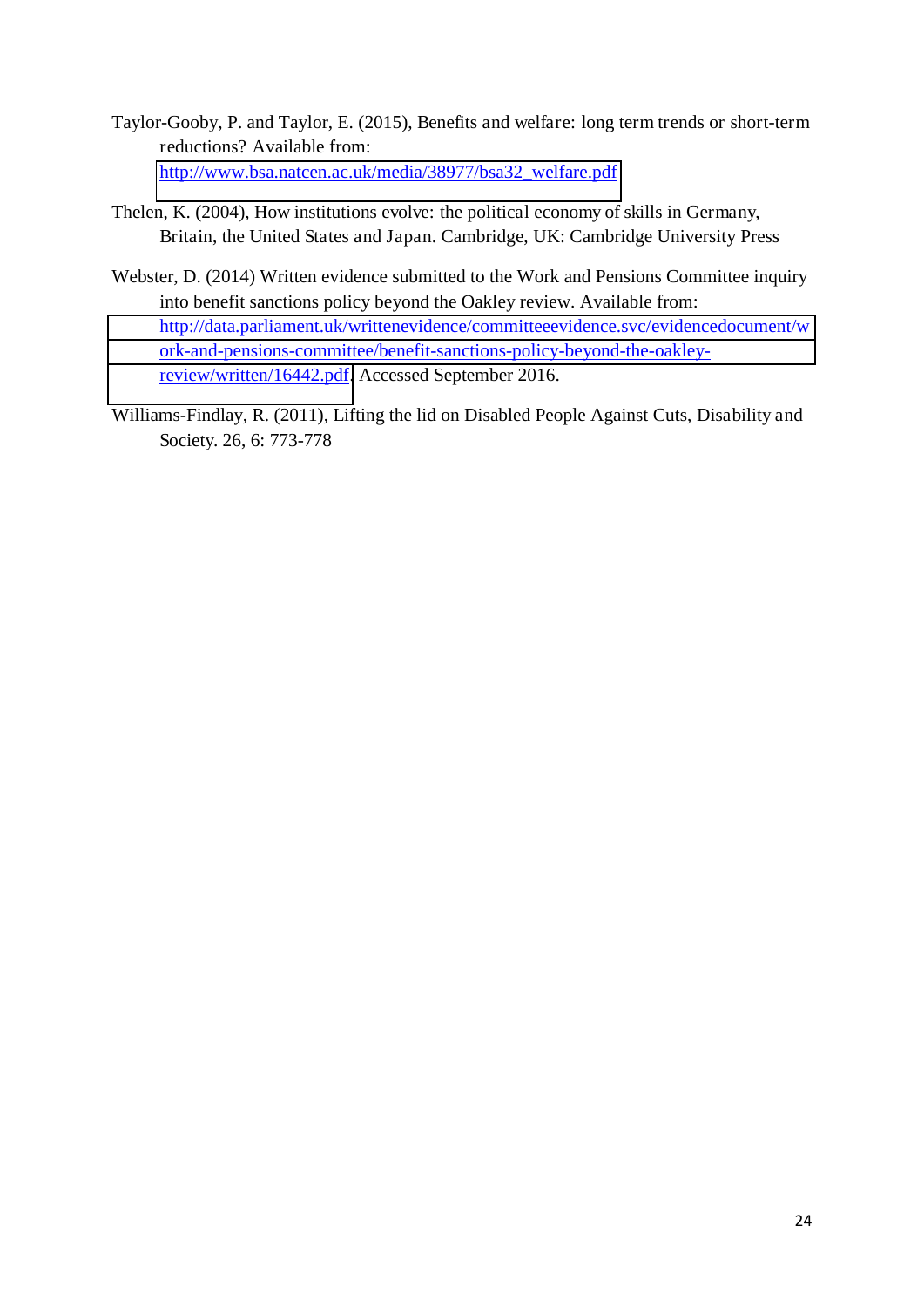Taylor-Gooby, P. and Taylor, E. (2015), Benefits and welfare: long term trends or short-term reductions? Available from: http://www.bsa.natcen.ac.uk/media/38977/bsa32_welfare.pdf

Thelen, K. (2004), How institutions evolve: the political economy of skills in Germany, Britain, the United States and Japan. Cambridge, UK: Cambridge University Press

Webster, D. (2014) Written evidence submitted to the Work and Pensions Committee inquiry into benefit sanctions policy beyond the Oakley review. Available from: http://data.parliament.uk/writtenevidence/committeeevidence.svc/evidencedocument/work-and-pensions-committee/benefit-sanctions-policy-beyond-the-oakley-review/written/16442.pdf Accessed September 2016.

Williams-Findlay, R. (2011), Lifting the lid on Disabled People Against Cuts, Disability and Society. 26, 6: 773-778